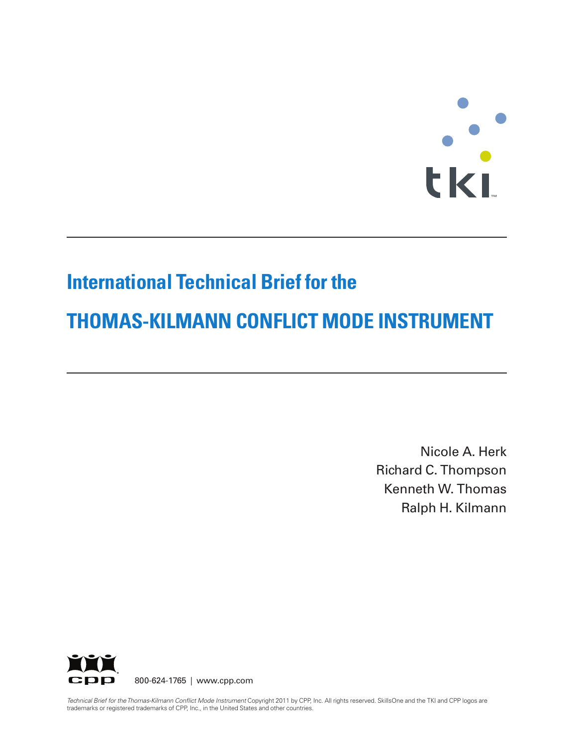tki™

# International Technical Brief for the

# THOMAS-KILMANN CONFLICT MODE INSTRUMENT

Nicole A. Herk
Richard C. Thompson
Kenneth W. Thomas
Ralph H. Kilmann

cpp 800-624-1765 | www.cpp.com

*Technical Brief for the Thomas-Kilmann Conflict Mode Instrument* Copyright 2011 by CPP, Inc. All rights reserved. SkillsOne and the TKI and CPP logos are trademarks or registered trademarks of CPP, Inc., in the United States and other countries.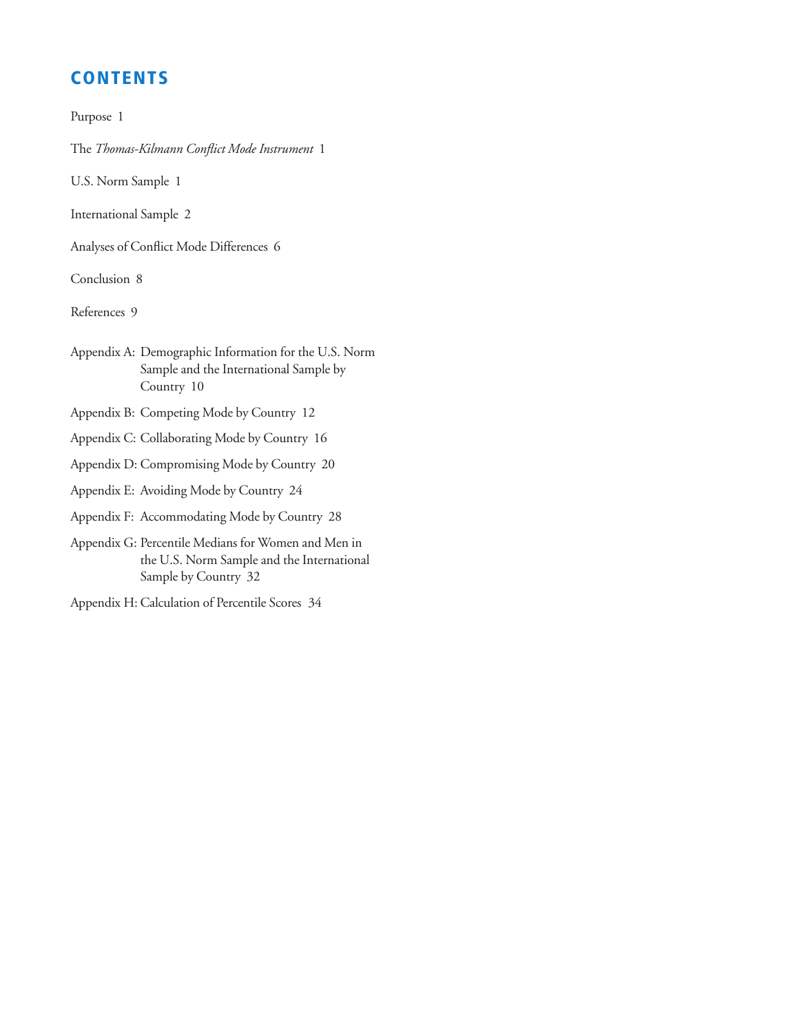# CONTENTS

Purpose 1

The *Thomas-Kilmann Conflict Mode Instrument* 1

U.S. Norm Sample 1

International Sample 2

Analyses of Conflict Mode Differences 6

Conclusion 8

References 9

Appendix A: Demographic Information for the U.S. Norm Sample and the International Sample by Country 10

Appendix B: Competing Mode by Country 12

Appendix C: Collaborating Mode by Country 16

Appendix D: Compromising Mode by Country 20

Appendix E: Avoiding Mode by Country 24

Appendix F: Accommodating Mode by Country 28

Appendix G: Percentile Medians for Women and Men in the U.S. Norm Sample and the International Sample by Country 32

Appendix H: Calculation of Percentile Scores 34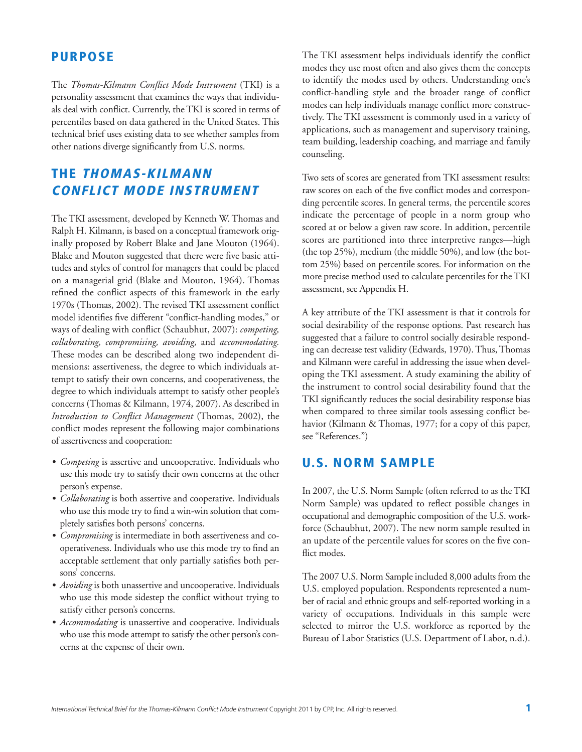## PURPOSE

The *Thomas-Kilmann Conflict Mode Instrument* (TKI) is a personality assessment that examines the ways that individuals deal with conflict. Currently, the TKI is scored in terms of percentiles based on data gathered in the United States. This technical brief uses existing data to see whether samples from other nations diverge significantly from U.S. norms.

## THE *THOMAS-KILMANN CONFLICT MODE INSTRUMENT*

The TKI assessment, developed by Kenneth W. Thomas and Ralph H. Kilmann, is based on a conceptual framework originally proposed by Robert Blake and Jane Mouton (1964). Blake and Mouton suggested that there were five basic attitudes and styles of control for managers that could be placed on a managerial grid (Blake and Mouton, 1964). Thomas refined the conflict aspects of this framework in the early 1970s (Thomas, 2002). The revised TKI assessment conflict model identifies five different "conflict-handling modes," or ways of dealing with conflict (Schaubhut, 2007): *competing, collaborating, compromising, avoiding,* and *accommodating.* These modes can be described along two independent dimensions: assertiveness, the degree to which individuals attempt to satisfy their own concerns, and cooperativeness, the degree to which individuals attempt to satisfy other people's concerns (Thomas & Kilmann, 1974, 2007). As described in *Introduction to Conflict Management* (Thomas, 2002), the conflict modes represent the following major combinations of assertiveness and cooperation:

- *Competing* is assertive and uncooperative. Individuals who use this mode try to satisfy their own concerns at the other person's expense.
- *Collaborating* is both assertive and cooperative. Individuals who use this mode try to find a win-win solution that completely satisfies both persons' concerns.
- *Compromising* is intermediate in both assertiveness and cooperativeness. Individuals who use this mode try to find an acceptable settlement that only partially satisfies both persons' concerns.
- *Avoiding* is both unassertive and uncooperative. Individuals who use this mode sidestep the conflict without trying to satisfy either person's concerns.
- *Accommodating* is unassertive and cooperative. Individuals who use this mode attempt to satisfy the other person's concerns at the expense of their own.

The TKI assessment helps individuals identify the conflict modes they use most often and also gives them the concepts to identify the modes used by others. Understanding one's conflict-handling style and the broader range of conflict modes can help individuals manage conflict more constructively. The TKI assessment is commonly used in a variety of applications, such as management and supervisory training, team building, leadership coaching, and marriage and family counseling.

Two sets of scores are generated from TKI assessment results: raw scores on each of the five conflict modes and corresponding percentile scores. In general terms, the percentile scores indicate the percentage of people in a norm group who scored at or below a given raw score. In addition, percentile scores are partitioned into three interpretive ranges—high (the top 25%), medium (the middle 50%), and low (the bottom 25%) based on percentile scores. For information on the more precise method used to calculate percentiles for the TKI assessment, see Appendix H.

A key attribute of the TKI assessment is that it controls for social desirability of the response options. Past research has suggested that a failure to control socially desirable responding can decrease test validity (Edwards, 1970). Thus, Thomas and Kilmann were careful in addressing the issue when developing the TKI assessment. A study examining the ability of the instrument to control social desirability found that the TKI significantly reduces the social desirability response bias when compared to three similar tools assessing conflict behavior (Kilmann & Thomas, 1977; for a copy of this paper, see "References.")

## U.S. NORM SAMPLE

In 2007, the U.S. Norm Sample (often referred to as the TKI Norm Sample) was updated to reflect possible changes in occupational and demographic composition of the U.S. workforce (Schaubhut, 2007). The new norm sample resulted in an update of the percentile values for scores on the five conflict modes.

The 2007 U.S. Norm Sample included 8,000 adults from the U.S. employed population. Respondents represented a number of racial and ethnic groups and self-reported working in a variety of occupations. Individuals in this sample were selected to mirror the U.S. workforce as reported by the Bureau of Labor Statistics (U.S. Department of Labor, n.d.).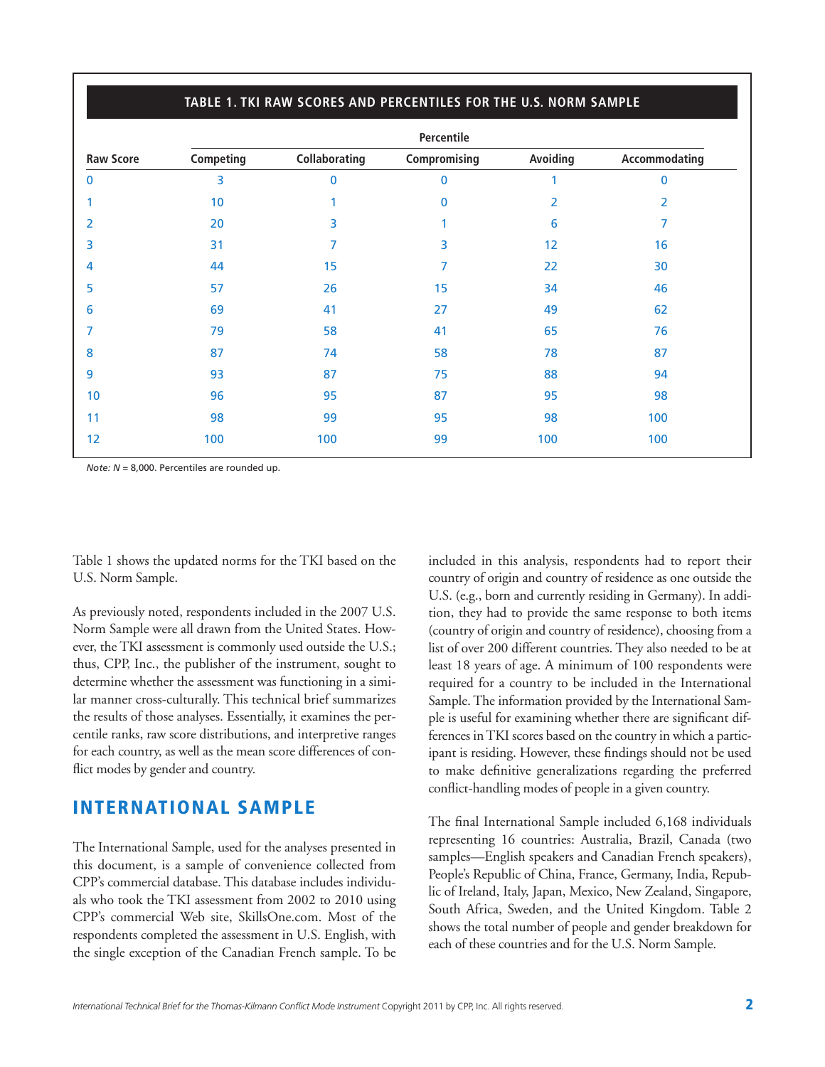**TABLE 1. TKI RAW SCORES AND PERCENTILES FOR THE U.S. NORM SAMPLE**

| Raw Score | Percentile | | | | |
|---|---|---|---|---|---|
| | Competing | Collaborating | Compromising | Avoiding | Accommodating |
| 0 | 3 | 0 | 0 | 1 | 0 |
| 1 | 10 | 1 | 0 | 2 | 2 |
| 2 | 20 | 3 | 1 | 6 | 7 |
| 3 | 31 | 7 | 3 | 12 | 16 |
| 4 | 44 | 15 | 7 | 22 | 30 |
| 5 | 57 | 26 | 15 | 34 | 46 |
| 6 | 69 | 41 | 27 | 49 | 62 |
| 7 | 79 | 58 | 41 | 65 | 76 |
| 8 | 87 | 74 | 58 | 78 | 87 |
| 9 | 93 | 87 | 75 | 88 | 94 |
| 10 | 96 | 95 | 87 | 95 | 98 |
| 11 | 98 | 99 | 95 | 98 | 100 |
| 12 | 100 | 100 | 99 | 100 | 100 |

*Note: N* = 8,000. Percentiles are rounded up.

Table 1 shows the updated norms for the TKI based on the U.S. Norm Sample.

As previously noted, respondents included in the 2007 U.S. Norm Sample were all drawn from the United States. However, the TKI assessment is commonly used outside the U.S.; thus, CPP, Inc., the publisher of the instrument, sought to determine whether the assessment was functioning in a similar manner cross-culturally. This technical brief summarizes the results of those analyses. Essentially, it examines the percentile ranks, raw score distributions, and interpretive ranges for each country, as well as the mean score differences of conflict modes by gender and country.

## INTERNATIONAL SAMPLE

The International Sample, used for the analyses presented in this document, is a sample of convenience collected from CPP's commercial database. This database includes individuals who took the TKI assessment from 2002 to 2010 using CPP's commercial Web site, SkillsOne.com. Most of the respondents completed the assessment in U.S. English, with the single exception of the Canadian French sample. To be included in this analysis, respondents had to report their country of origin and country of residence as one outside the U.S. (e.g., born and currently residing in Germany). In addition, they had to provide the same response to both items (country of origin and country of residence), choosing from a list of over 200 different countries. They also needed to be at least 18 years of age. A minimum of 100 respondents were required for a country to be included in the International Sample. The information provided by the International Sample is useful for examining whether there are significant differences in TKI scores based on the country in which a participant is residing. However, these findings should not be used to make definitive generalizations regarding the preferred conflict-handling modes of people in a given country.

The final International Sample included 6,168 individuals representing 16 countries: Australia, Brazil, Canada (two samples—English speakers and Canadian French speakers), People's Republic of China, France, Germany, India, Republic of Ireland, Italy, Japan, Mexico, New Zealand, Singapore, South Africa, Sweden, and the United Kingdom. Table 2 shows the total number of people and gender breakdown for each of these countries and for the U.S. Norm Sample.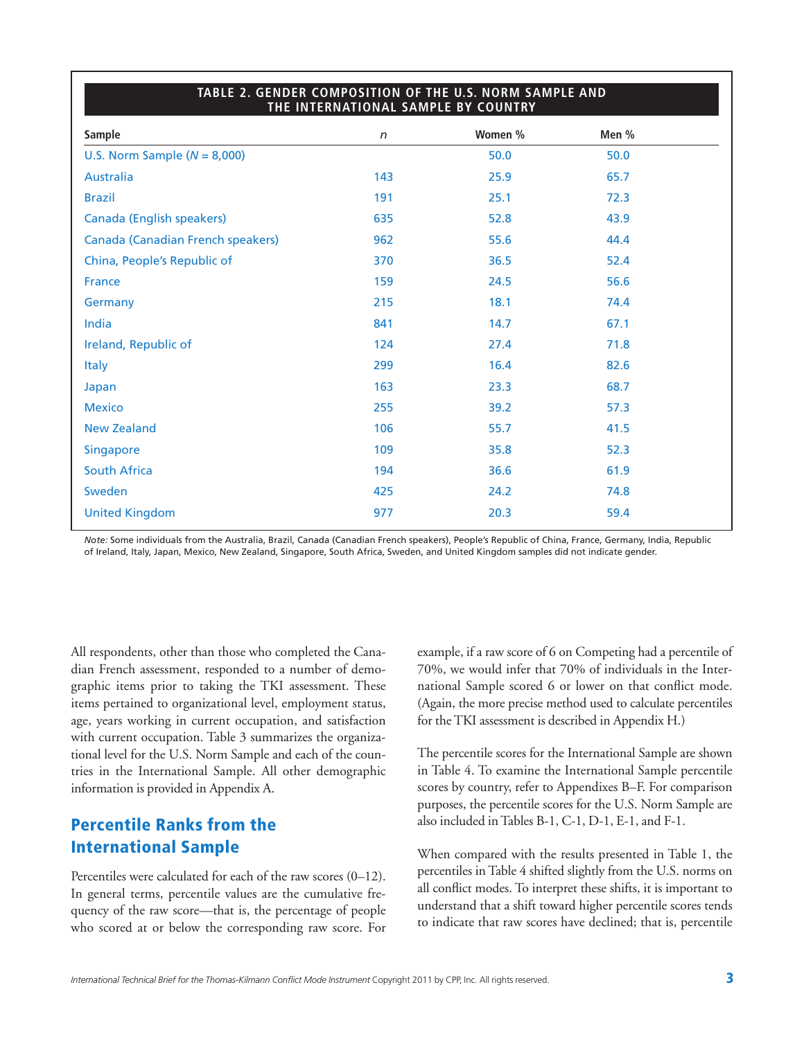**TABLE 2. GENDER COMPOSITION OF THE U.S. NORM SAMPLE AND THE INTERNATIONAL SAMPLE BY COUNTRY**

| Sample | *n* | Women % | Men % |
|---|---|---|---|
| U.S. Norm Sample (*N* = 8,000) | | 50.0 | 50.0 |
| Australia | 143 | 25.9 | 65.7 |
| Brazil | 191 | 25.1 | 72.3 |
| Canada (English speakers) | 635 | 52.8 | 43.9 |
| Canada (Canadian French speakers) | 962 | 55.6 | 44.4 |
| China, People's Republic of | 370 | 36.5 | 52.4 |
| France | 159 | 24.5 | 56.6 |
| Germany | 215 | 18.1 | 74.4 |
| India | 841 | 14.7 | 67.1 |
| Ireland, Republic of | 124 | 27.4 | 71.8 |
| Italy | 299 | 16.4 | 82.6 |
| Japan | 163 | 23.3 | 68.7 |
| Mexico | 255 | 39.2 | 57.3 |
| New Zealand | 106 | 55.7 | 41.5 |
| Singapore | 109 | 35.8 | 52.3 |
| South Africa | 194 | 36.6 | 61.9 |
| Sweden | 425 | 24.2 | 74.8 |
| United Kingdom | 977 | 20.3 | 59.4 |

*Note:* Some individuals from the Australia, Brazil, Canada (Canadian French speakers), People's Republic of China, France, Germany, India, Republic of Ireland, Italy, Japan, Mexico, New Zealand, Singapore, South Africa, Sweden, and United Kingdom samples did not indicate gender.

All respondents, other than those who completed the Canadian French assessment, responded to a number of demographic items prior to taking the TKI assessment. These items pertained to organizational level, employment status, age, years working in current occupation, and satisfaction with current occupation. Table 3 summarizes the organizational level for the U.S. Norm Sample and each of the countries in the International Sample. All other demographic information is provided in Appendix A.

## Percentile Ranks from the International Sample

Percentiles were calculated for each of the raw scores (0–12). In general terms, percentile values are the cumulative frequency of the raw score—that is, the percentage of people who scored at or below the corresponding raw score. For example, if a raw score of 6 on Competing had a percentile of 70%, we would infer that 70% of individuals in the International Sample scored 6 or lower on that conflict mode. (Again, the more precise method used to calculate percentiles for the TKI assessment is described in Appendix H.)

The percentile scores for the International Sample are shown in Table 4. To examine the International Sample percentile scores by country, refer to Appendixes B–F. For comparison purposes, the percentile scores for the U.S. Norm Sample are also included in Tables B-1, C-1, D-1, E-1, and F-1.

When compared with the results presented in Table 1, the percentiles in Table 4 shifted slightly from the U.S. norms on all conflict modes. To interpret these shifts, it is important to understand that a shift toward higher percentile scores tends to indicate that raw scores have declined; that is, percentile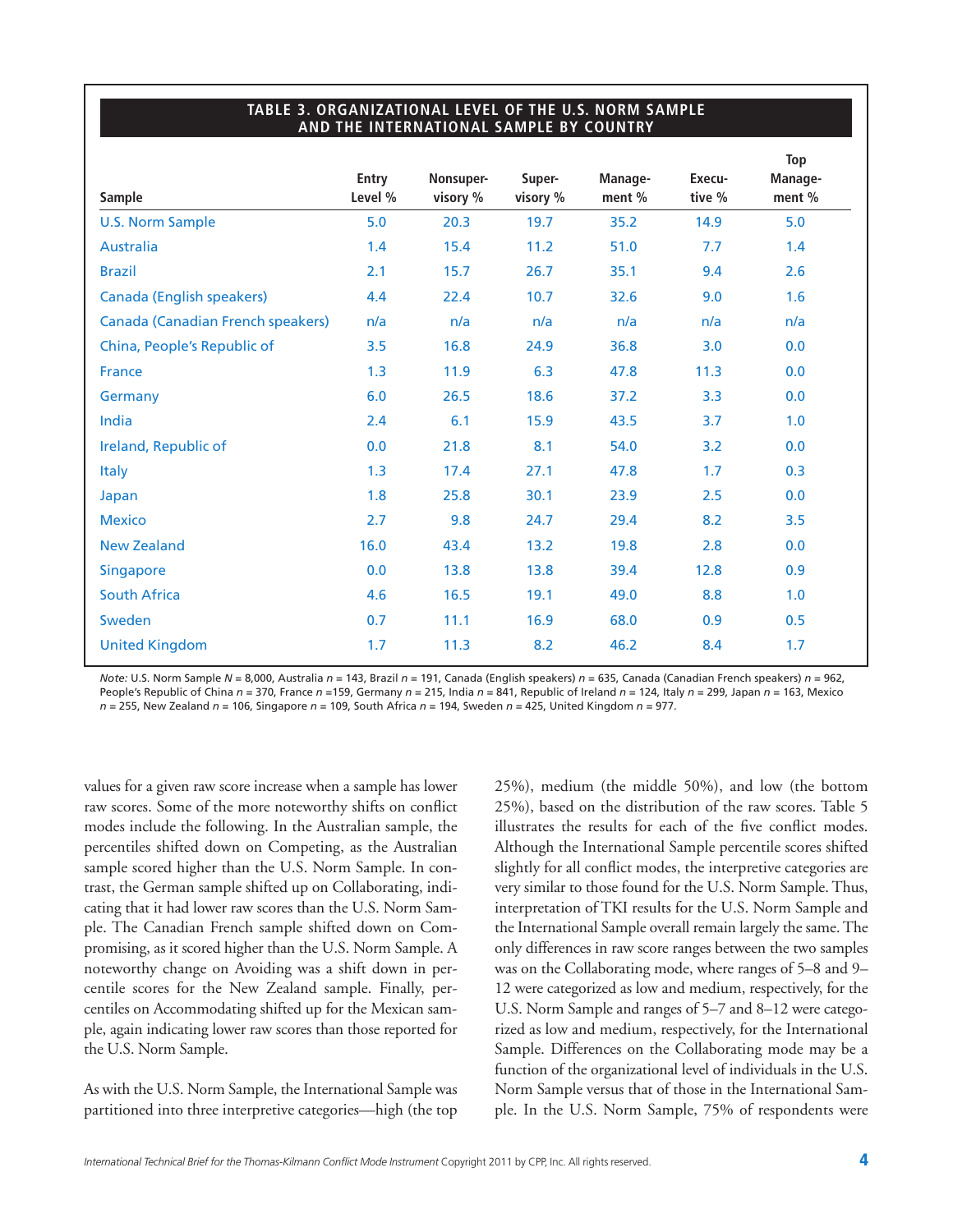**TABLE 3. ORGANIZATIONAL LEVEL OF THE U.S. NORM SAMPLE AND THE INTERNATIONAL SAMPLE BY COUNTRY**

| Sample | Entry Level % | Nonsuper-visory % | Super-visory % | Manage-ment % | Execu-tive % | Top Manage-ment % |
|---|---|---|---|---|---|---|
| U.S. Norm Sample | 5.0 | 20.3 | 19.7 | 35.2 | 14.9 | 5.0 |
| Australia | 1.4 | 15.4 | 11.2 | 51.0 | 7.7 | 1.4 |
| Brazil | 2.1 | 15.7 | 26.7 | 35.1 | 9.4 | 2.6 |
| Canada (English speakers) | 4.4 | 22.4 | 10.7 | 32.6 | 9.0 | 1.6 |
| Canada (Canadian French speakers) | n/a | n/a | n/a | n/a | n/a | n/a |
| China, People's Republic of | 3.5 | 16.8 | 24.9 | 36.8 | 3.0 | 0.0 |
| France | 1.3 | 11.9 | 6.3 | 47.8 | 11.3 | 0.0 |
| Germany | 6.0 | 26.5 | 18.6 | 37.2 | 3.3 | 0.0 |
| India | 2.4 | 6.1 | 15.9 | 43.5 | 3.7 | 1.0 |
| Ireland, Republic of | 0.0 | 21.8 | 8.1 | 54.0 | 3.2 | 0.0 |
| Italy | 1.3 | 17.4 | 27.1 | 47.8 | 1.7 | 0.3 |
| Japan | 1.8 | 25.8 | 30.1 | 23.9 | 2.5 | 0.0 |
| Mexico | 2.7 | 9.8 | 24.7 | 29.4 | 8.2 | 3.5 |
| New Zealand | 16.0 | 43.4 | 13.2 | 19.8 | 2.8 | 0.0 |
| Singapore | 0.0 | 13.8 | 13.8 | 39.4 | 12.8 | 0.9 |
| South Africa | 4.6 | 16.5 | 19.1 | 49.0 | 8.8 | 1.0 |
| Sweden | 0.7 | 11.1 | 16.9 | 68.0 | 0.9 | 0.5 |
| United Kingdom | 1.7 | 11.3 | 8.2 | 46.2 | 8.4 | 1.7 |

*Note:* U.S. Norm Sample $N$ = 8,000, Australia $n$ = 143, Brazil $n$ = 191, Canada (English speakers) $n$ = 635, Canada (Canadian French speakers) $n$ = 962, People's Republic of China $n$ = 370, France $n$ =159, Germany $n$ = 215, India $n$ = 841, Republic of Ireland $n$ = 124, Italy $n$ = 299, Japan $n$ = 163, Mexico $n$ = 255, New Zealand $n$ = 106, Singapore $n$ = 109, South Africa $n$ = 194, Sweden $n$ = 425, United Kingdom $n$ = 977.

values for a given raw score increase when a sample has lower raw scores. Some of the more noteworthy shifts on conflict modes include the following. In the Australian sample, the percentiles shifted down on Competing, as the Australian sample scored higher than the U.S. Norm Sample. In contrast, the German sample shifted up on Collaborating, indicating that it had lower raw scores than the U.S. Norm Sample. The Canadian French sample shifted down on Compromising, as it scored higher than the U.S. Norm Sample. A noteworthy change on Avoiding was a shift down in percentile scores for the New Zealand sample. Finally, percentiles on Accommodating shifted up for the Mexican sample, again indicating lower raw scores than those reported for the U.S. Norm Sample.

As with the U.S. Norm Sample, the International Sample was partitioned into three interpretive categories—high (the top 25%), medium (the middle 50%), and low (the bottom 25%), based on the distribution of the raw scores. Table 5 illustrates the results for each of the five conflict modes. Although the International Sample percentile scores shifted slightly for all conflict modes, the interpretive categories are very similar to those found for the U.S. Norm Sample. Thus, interpretation of TKI results for the U.S. Norm Sample and the International Sample overall remain largely the same. The only differences in raw score ranges between the two samples was on the Collaborating mode, where ranges of 5–8 and 9–12 were categorized as low and medium, respectively, for the U.S. Norm Sample and ranges of 5–7 and 8–12 were categorized as low and medium, respectively, for the International Sample. Differences on the Collaborating mode may be a function of the organizational level of individuals in the U.S. Norm Sample versus that of those in the International Sample. In the U.S. Norm Sample, 75% of respondents were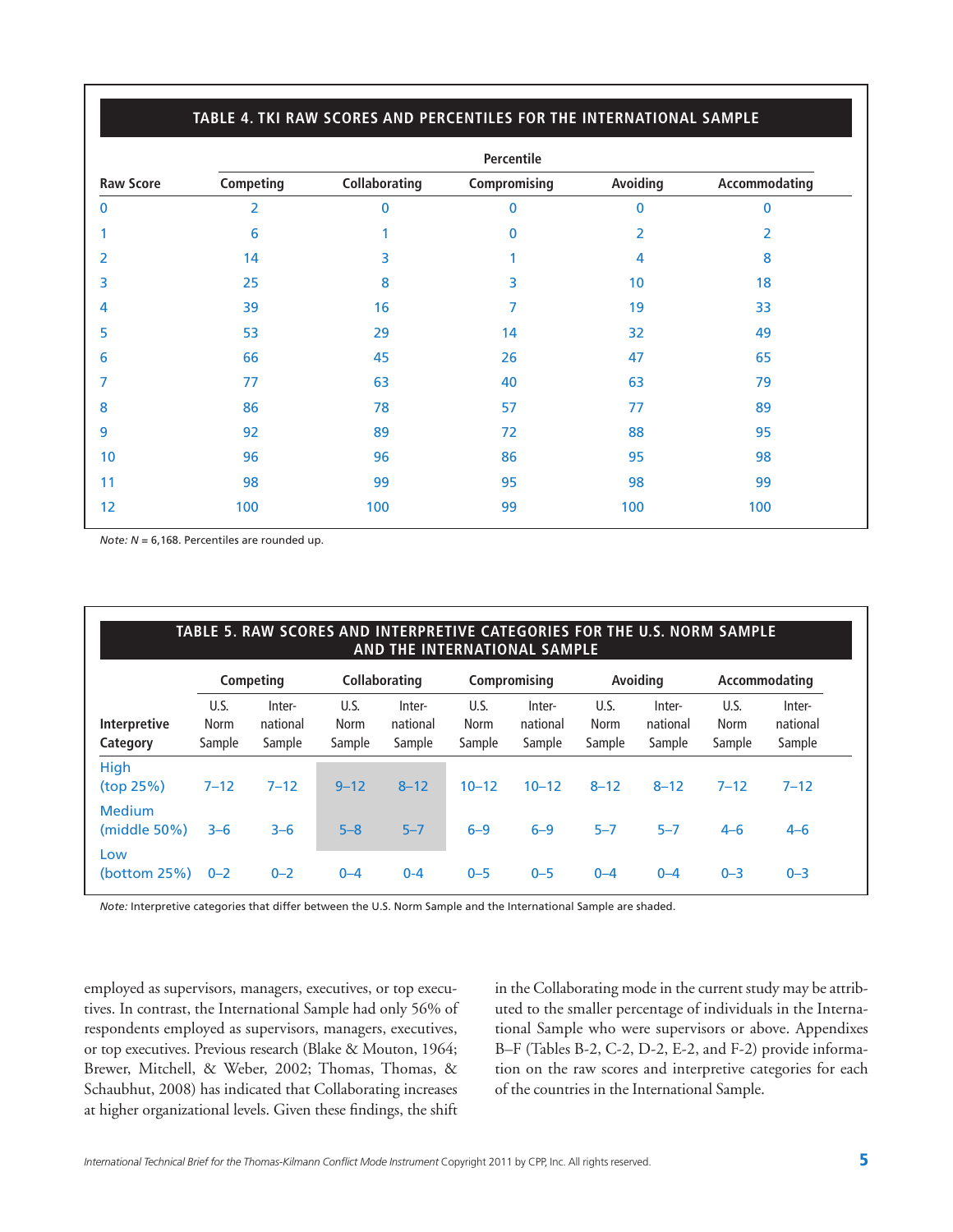**TABLE 4. TKI RAW SCORES AND PERCENTILES FOR THE INTERNATIONAL SAMPLE**

| Raw Score | Percentile | | | | |
|---|---|---|---|---|---|
| | Competing | Collaborating | Compromising | Avoiding | Accommodating |
| 0 | 2 | 0 | 0 | 0 | 0 |
| 1 | 6 | 1 | 0 | 2 | 2 |
| 2 | 14 | 3 | 1 | 4 | 8 |
| 3 | 25 | 8 | 3 | 10 | 18 |
| 4 | 39 | 16 | 7 | 19 | 33 |
| 5 | 53 | 29 | 14 | 32 | 49 |
| 6 | 66 | 45 | 26 | 47 | 65 |
| 7 | 77 | 63 | 40 | 63 | 79 |
| 8 | 86 | 78 | 57 | 77 | 89 |
| 9 | 92 | 89 | 72 | 88 | 95 |
| 10 | 96 | 96 | 86 | 95 | 98 |
| 11 | 98 | 99 | 95 | 98 | 99 |
| 12 | 100 | 100 | 99 | 100 | 100 |

*Note:* $N$ = 6,168. Percentiles are rounded up.

**TABLE 5. RAW SCORES AND INTERPRETIVE CATEGORIES FOR THE U.S. NORM SAMPLE AND THE INTERNATIONAL SAMPLE**

| Interpretive Category | Competing | | Collaborating | | Compromising | | Avoiding | | Accommodating | |
|---|---|---|---|---|---|---|---|---|---|---|
| | U.S. Norm Sample | International Sample | U.S. Norm Sample | International Sample | U.S. Norm Sample | International Sample | U.S. Norm Sample | International Sample | U.S. Norm Sample | International Sample |
| High (top 25%) | 7–12 | 7–12 | 9–12 | 8–12 | 10–12 | 10–12 | 8–12 | 8–12 | 7–12 | 7–12 |
| Medium (middle 50%) | 3–6 | 3–6 | 5–8 | 5–7 | 6–9 | 6–9 | 5–7 | 5–7 | 4–6 | 4–6 |
| Low (bottom 25%) | 0–2 | 0–2 | 0–4 | 0-4 | 0–5 | 0–5 | 0–4 | 0–4 | 0–3 | 0–3 |

*Note:* Interpretive categories that differ between the U.S. Norm Sample and the International Sample are shaded.

employed as supervisors, managers, executives, or top executives. In contrast, the International Sample had only 56% of respondents employed as supervisors, managers, executives, or top executives. Previous research (Blake & Mouton, 1964; Brewer, Mitchell, & Weber, 2002; Thomas, Thomas, & Schaubhut, 2008) has indicated that Collaborating increases at higher organizational levels. Given these findings, the shift in the Collaborating mode in the current study may be attributed to the smaller percentage of individuals in the International Sample who were supervisors or above. Appendixes B–F (Tables B-2, C-2, D-2, E-2, and F-2) provide information on the raw scores and interpretive categories for each of the countries in the International Sample.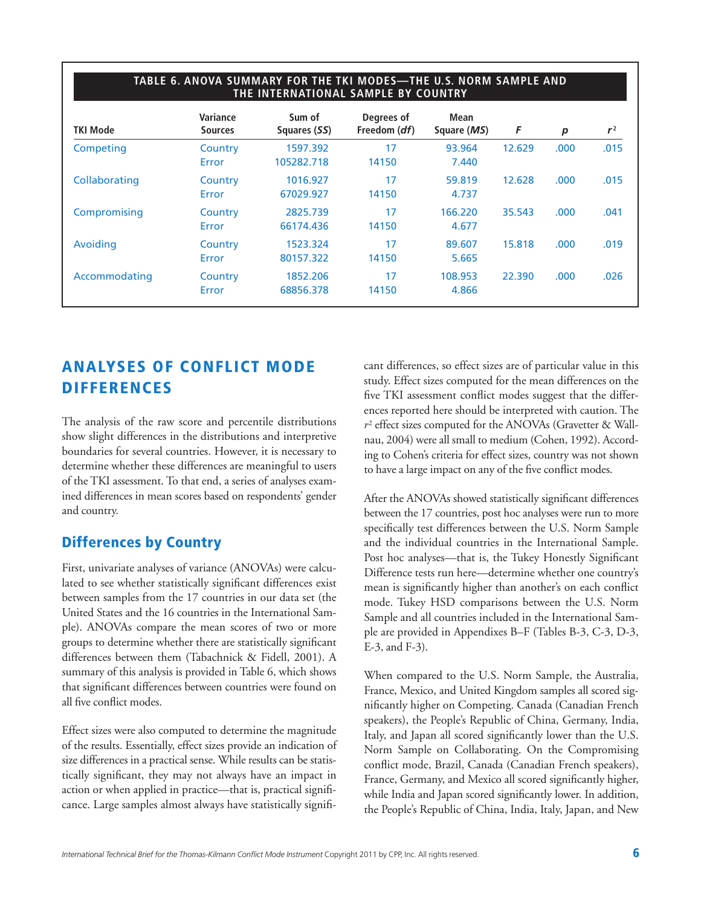**TABLE 6. ANOVA SUMMARY FOR THE TKI MODES—THE U.S. NORM SAMPLE AND THE INTERNATIONAL SAMPLE BY COUNTRY**

| TKI Mode | Variance Sources | Sum of Squares (*SS*) | Degrees of Freedom (*df*) | Mean Square (*MS*) | *F* | *p* | $r^2$ |
|---|---|---|---|---|---|---|---|
| Competing | Country | 1597.392 | 17 | 93.964 | 12.629 | .000 | .015 |
| | Error | 105282.718 | 14150 | 7.440 | | | |
| Collaborating | Country | 1016.927 | 17 | 59.819 | 12.628 | .000 | .015 |
| | Error | 67029.927 | 14150 | 4.737 | | | |
| Compromising | Country | 2825.739 | 17 | 166.220 | 35.543 | .000 | .041 |
| | Error | 66174.436 | 14150 | 4.677 | | | |
| Avoiding | Country | 1523.324 | 17 | 89.607 | 15.818 | .000 | .019 |
| | Error | 80157.322 | 14150 | 5.665 | | | |
| Accommodating | Country | 1852.206 | 17 | 108.953 | 22.390 | .000 | .026 |
| | Error | 68856.378 | 14150 | 4.866 | | | |

## ANALYSES OF CONFLICT MODE DIFFERENCES

The analysis of the raw score and percentile distributions show slight differences in the distributions and interpretive boundaries for several countries. However, it is necessary to determine whether these differences are meaningful to users of the TKI assessment. To that end, a series of analyses examined differences in mean scores based on respondents' gender and country.

### Differences by Country

First, univariate analyses of variance (ANOVAs) were calculated to see whether statistically significant differences exist between samples from the 17 countries in our data set (the United States and the 16 countries in the International Sample). ANOVAs compare the mean scores of two or more groups to determine whether there are statistically significant differences between them (Tabachnick & Fidell, 2001). A summary of this analysis is provided in Table 6, which shows that significant differences between countries were found on all five conflict modes.

Effect sizes were also computed to determine the magnitude of the results. Essentially, effect sizes provide an indication of size differences in a practical sense. While results can be statistically significant, they may not always have an impact in action or when applied in practice—that is, practical significance. Large samples almost always have statistically significant differences, so effect sizes are of particular value in this study. Effect sizes computed for the mean differences on the five TKI assessment conflict modes suggest that the differences reported here should be interpreted with caution. The $r^2$ effect sizes computed for the ANOVAs (Gravetter & Wallnau, 2004) were all small to medium (Cohen, 1992). According to Cohen's criteria for effect sizes, country was not shown to have a large impact on any of the five conflict modes.

After the ANOVAs showed statistically significant differences between the 17 countries, post hoc analyses were run to more specifically test differences between the U.S. Norm Sample and the individual countries in the International Sample. Post hoc analyses—that is, the Tukey Honestly Significant Difference tests run here—determine whether one country's mean is significantly higher than another's on each conflict mode. Tukey HSD comparisons between the U.S. Norm Sample and all countries included in the International Sample are provided in Appendixes B–F (Tables B-3, C-3, D-3, E-3, and F-3).

When compared to the U.S. Norm Sample, the Australia, France, Mexico, and United Kingdom samples all scored significantly higher on Competing. Canada (Canadian French speakers), the People's Republic of China, Germany, India, Italy, and Japan all scored significantly lower than the U.S. Norm Sample on Collaborating. On the Compromising conflict mode, Brazil, Canada (Canadian French speakers), France, Germany, and Mexico all scored significantly higher, while India and Japan scored significantly lower. In addition, the People's Republic of China, India, Italy, Japan, and New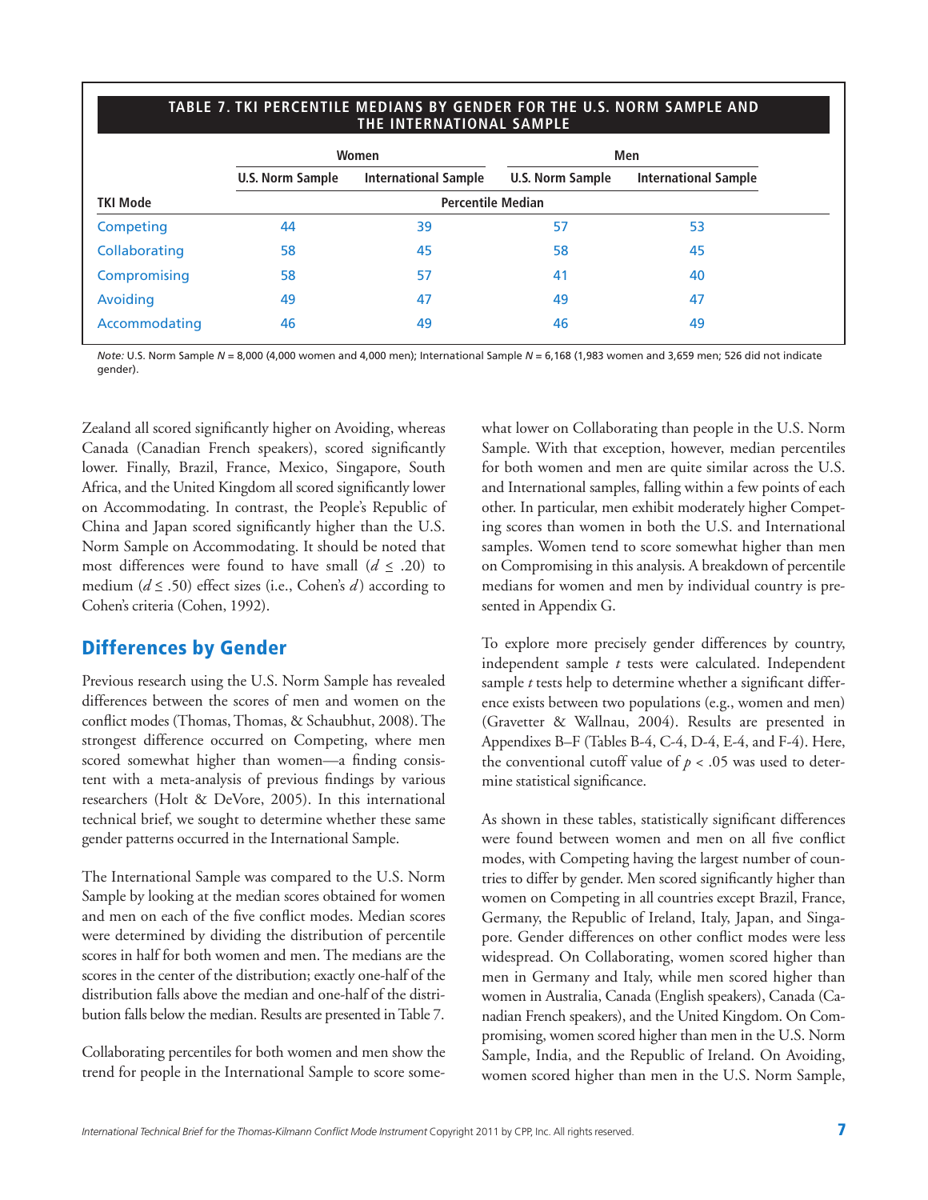**TABLE 7. TKI PERCENTILE MEDIANS BY GENDER FOR THE U.S. NORM SAMPLE AND THE INTERNATIONAL SAMPLE**

| | Women | | Men | |
|---|---|---|---|---|
| | U.S. Norm Sample | International Sample | U.S. Norm Sample | International Sample |
| TKI Mode | Percentile Median | | | |
| Competing | 44 | 39 | 57 | 53 |
| Collaborating | 58 | 45 | 58 | 45 |
| Compromising | 58 | 57 | 41 | 40 |
| Avoiding | 49 | 47 | 49 | 47 |
| Accommodating | 46 | 49 | 46 | 49 |

*Note:* U.S. Norm Sample $N$ = 8,000 (4,000 women and 4,000 men); International Sample $N$ = 6,168 (1,983 women and 3,659 men; 526 did not indicate gender).

Zealand all scored significantly higher on Avoiding, whereas Canada (Canadian French speakers), scored significantly lower. Finally, Brazil, France, Mexico, Singapore, South Africa, and the United Kingdom all scored significantly lower on Accommodating. In contrast, the People's Republic of China and Japan scored significantly higher than the U.S. Norm Sample on Accommodating. It should be noted that most differences were found to have small ($d \leq .20$) to medium ($d \leq .50$) effect sizes (i.e., Cohen's $d$) according to Cohen's criteria (Cohen, 1992).

## Differences by Gender

Previous research using the U.S. Norm Sample has revealed differences between the scores of men and women on the conflict modes (Thomas, Thomas, & Schaubhut, 2008). The strongest difference occurred on Competing, where men scored somewhat higher than women—a finding consistent with a meta-analysis of previous findings by various researchers (Holt & DeVore, 2005). In this international technical brief, we sought to determine whether these same gender patterns occurred in the International Sample.

The International Sample was compared to the U.S. Norm Sample by looking at the median scores obtained for women and men on each of the five conflict modes. Median scores were determined by dividing the distribution of percentile scores in half for both women and men. The medians are the scores in the center of the distribution; exactly one-half of the distribution falls above the median and one-half of the distribution falls below the median. Results are presented in Table 7.

Collaborating percentiles for both women and men show the trend for people in the International Sample to score somewhat lower on Collaborating than people in the U.S. Norm Sample. With that exception, however, median percentiles for both women and men are quite similar across the U.S. and International samples, falling within a few points of each other. In particular, men exhibit moderately higher Competing scores than women in both the U.S. and International samples. Women tend to score somewhat higher than men on Compromising in this analysis. A breakdown of percentile medians for women and men by individual country is presented in Appendix G.

To explore more precisely gender differences by country, independent sample $t$ tests were calculated. Independent sample $t$ tests help to determine whether a significant difference exists between two populations (e.g., women and men) (Gravetter & Wallnau, 2004). Results are presented in Appendixes B–F (Tables B-4, C-4, D-4, E-4, and F-4). Here, the conventional cutoff value of $p < .05$ was used to determine statistical significance.

As shown in these tables, statistically significant differences were found between women and men on all five conflict modes, with Competing having the largest number of countries to differ by gender. Men scored significantly higher than women on Competing in all countries except Brazil, France, Germany, the Republic of Ireland, Italy, Japan, and Singapore. Gender differences on other conflict modes were less widespread. On Collaborating, women scored higher than men in Germany and Italy, while men scored higher than women in Australia, Canada (English speakers), Canada (Canadian French speakers), and the United Kingdom. On Compromising, women scored higher than men in the U.S. Norm Sample, India, and the Republic of Ireland. On Avoiding, women scored higher than men in the U.S. Norm Sample,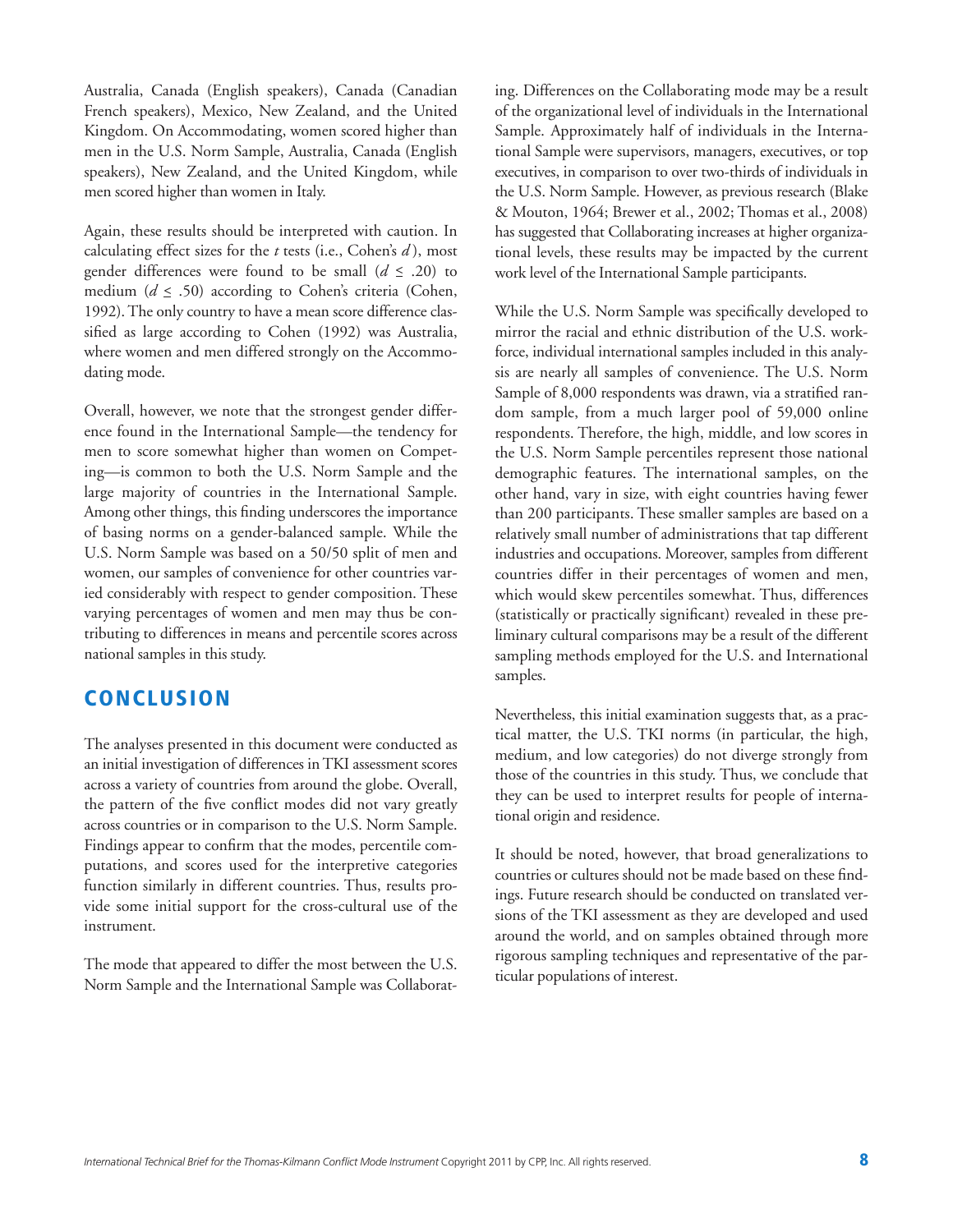Australia, Canada (English speakers), Canada (Canadian French speakers), Mexico, New Zealand, and the United Kingdom. On Accommodating, women scored higher than men in the U.S. Norm Sample, Australia, Canada (English speakers), New Zealand, and the United Kingdom, while men scored higher than women in Italy.

Again, these results should be interpreted with caution. In calculating effect sizes for the *t* tests (i.e., Cohen's *d*), most gender differences were found to be small ($d \leq .20$) to medium ($d \leq .50$) according to Cohen's criteria (Cohen, 1992). The only country to have a mean score difference classified as large according to Cohen (1992) was Australia, where women and men differed strongly on the Accommodating mode.

Overall, however, we note that the strongest gender difference found in the International Sample—the tendency for men to score somewhat higher than women on Competing—is common to both the U.S. Norm Sample and the large majority of countries in the International Sample. Among other things, this finding underscores the importance of basing norms on a gender-balanced sample. While the U.S. Norm Sample was based on a 50/50 split of men and women, our samples of convenience for other countries varied considerably with respect to gender composition. These varying percentages of women and men may thus be contributing to differences in means and percentile scores across national samples in this study.

## CONCLUSION

The analyses presented in this document were conducted as an initial investigation of differences in TKI assessment scores across a variety of countries from around the globe. Overall, the pattern of the five conflict modes did not vary greatly across countries or in comparison to the U.S. Norm Sample. Findings appear to confirm that the modes, percentile computations, and scores used for the interpretive categories function similarly in different countries. Thus, results provide some initial support for the cross-cultural use of the instrument.

The mode that appeared to differ the most between the U.S. Norm Sample and the International Sample was Collaborating. Differences on the Collaborating mode may be a result of the organizational level of individuals in the International Sample. Approximately half of individuals in the International Sample were supervisors, managers, executives, or top executives, in comparison to over two-thirds of individuals in the U.S. Norm Sample. However, as previous research (Blake & Mouton, 1964; Brewer et al., 2002; Thomas et al., 2008) has suggested that Collaborating increases at higher organizational levels, these results may be impacted by the current work level of the International Sample participants.

While the U.S. Norm Sample was specifically developed to mirror the racial and ethnic distribution of the U.S. workforce, individual international samples included in this analysis are nearly all samples of convenience. The U.S. Norm Sample of 8,000 respondents was drawn, via a stratified random sample, from a much larger pool of 59,000 online respondents. Therefore, the high, middle, and low scores in the U.S. Norm Sample percentiles represent those national demographic features. The international samples, on the other hand, vary in size, with eight countries having fewer than 200 participants. These smaller samples are based on a relatively small number of administrations that tap different industries and occupations. Moreover, samples from different countries differ in their percentages of women and men, which would skew percentiles somewhat. Thus, differences (statistically or practically significant) revealed in these preliminary cultural comparisons may be a result of the different sampling methods employed for the U.S. and International samples.

Nevertheless, this initial examination suggests that, as a practical matter, the U.S. TKI norms (in particular, the high, medium, and low categories) do not diverge strongly from those of the countries in this study. Thus, we conclude that they can be used to interpret results for people of international origin and residence.

It should be noted, however, that broad generalizations to countries or cultures should not be made based on these findings. Future research should be conducted on translated versions of the TKI assessment as they are developed and used around the world, and on samples obtained through more rigorous sampling techniques and representative of the particular populations of interest.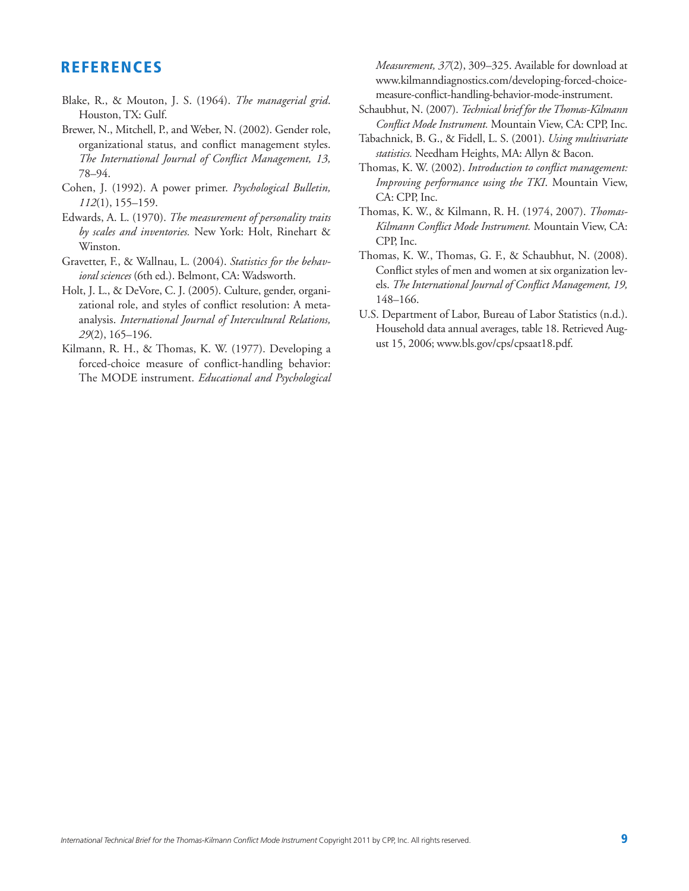## REFERENCES

Blake, R., & Mouton, J. S. (1964). *The managerial grid*. Houston, TX: Gulf.

Brewer, N., Mitchell, P., and Weber, N. (2002). Gender role, organizational status, and conflict management styles. *The International Journal of Conflict Management, 13,* 78–94.

Cohen, J. (1992). A power primer. *Psychological Bulletin, 112*(1), 155–159.

Edwards, A. L. (1970). *The measurement of personality traits by scales and inventories.* New York: Holt, Rinehart & Winston.

Gravetter, F., & Wallnau, L. (2004). *Statistics for the behavioral sciences* (6th ed.). Belmont, CA: Wadsworth.

Holt, J. L., & DeVore, C. J. (2005). Culture, gender, organizational role, and styles of conflict resolution: A meta-analysis. *International Journal of Intercultural Relations, 29*(2), 165–196.

Kilmann, R. H., & Thomas, K. W. (1977). Developing a forced-choice measure of conflict-handling behavior: The MODE instrument. *Educational and Psychological Measurement, 37*(2), 309–325. Available for download at www.kilmanndiagnostics.com/developing-forced-choice-measure-conflict-handling-behavior-mode-instrument.

Schaubhut, N. (2007). *Technical brief for the Thomas-Kilmann Conflict Mode Instrument.* Mountain View, CA: CPP, Inc.

Tabachnick, B. G., & Fidell, L. S. (2001). *Using multivariate statistics.* Needham Heights, MA: Allyn & Bacon.

Thomas, K. W. (2002). *Introduction to conflict management: Improving performance using the TKI*. Mountain View, CA: CPP, Inc.

Thomas, K. W., & Kilmann, R. H. (1974, 2007). *Thomas-Kilmann Conflict Mode Instrument.* Mountain View, CA: CPP, Inc.

Thomas, K. W., Thomas, G. F., & Schaubhut, N. (2008). Conflict styles of men and women at six organization levels. *The International Journal of Conflict Management, 19,* 148–166.

U.S. Department of Labor, Bureau of Labor Statistics (n.d.). Household data annual averages, table 18. Retrieved August 15, 2006; www.bls.gov/cps/cpsaat18.pdf.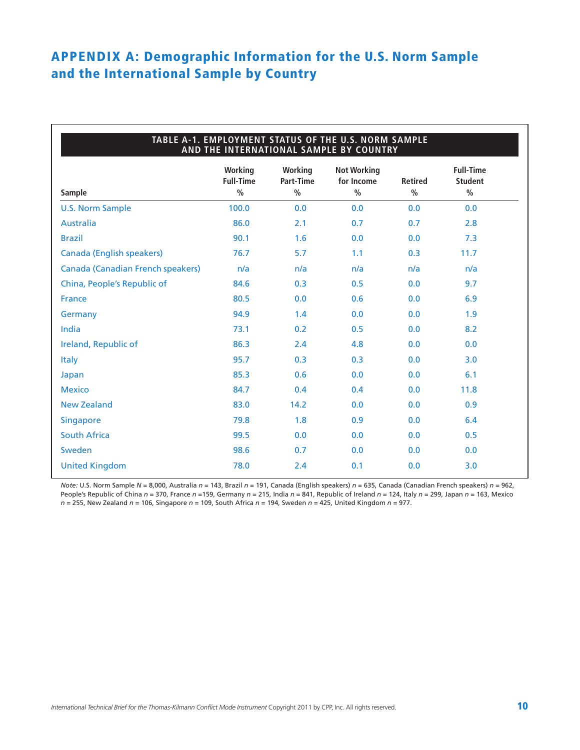# APPENDIX A: Demographic Information for the U.S. Norm Sample and the International Sample by Country

**TABLE A-1. EMPLOYMENT STATUS OF THE U.S. NORM SAMPLE AND THE INTERNATIONAL SAMPLE BY COUNTRY**

| Sample | Working Full-Time % | Working Part-Time % | Not Working for Income % | Retired % | Full-Time Student % |
|---|---|---|---|---|---|
| U.S. Norm Sample | 100.0 | 0.0 | 0.0 | 0.0 | 0.0 |
| Australia | 86.0 | 2.1 | 0.7 | 0.7 | 2.8 |
| Brazil | 90.1 | 1.6 | 0.0 | 0.0 | 7.3 |
| Canada (English speakers) | 76.7 | 5.7 | 1.1 | 0.3 | 11.7 |
| Canada (Canadian French speakers) | n/a | n/a | n/a | n/a | n/a |
| China, People's Republic of | 84.6 | 0.3 | 0.5 | 0.0 | 9.7 |
| France | 80.5 | 0.0 | 0.6 | 0.0 | 6.9 |
| Germany | 94.9 | 1.4 | 0.0 | 0.0 | 1.9 |
| India | 73.1 | 0.2 | 0.5 | 0.0 | 8.2 |
| Ireland, Republic of | 86.3 | 2.4 | 4.8 | 0.0 | 0.0 |
| Italy | 95.7 | 0.3 | 0.3 | 0.0 | 3.0 |
| Japan | 85.3 | 0.6 | 0.0 | 0.0 | 6.1 |
| Mexico | 84.7 | 0.4 | 0.4 | 0.0 | 11.8 |
| New Zealand | 83.0 | 14.2 | 0.0 | 0.0 | 0.9 |
| Singapore | 79.8 | 1.8 | 0.9 | 0.0 | 6.4 |
| South Africa | 99.5 | 0.0 | 0.0 | 0.0 | 0.5 |
| Sweden | 98.6 | 0.7 | 0.0 | 0.0 | 0.0 |
| United Kingdom | 78.0 | 2.4 | 0.1 | 0.0 | 3.0 |

*Note:* U.S. Norm Sample $N$ = 8,000, Australia $n$ = 143, Brazil $n$ = 191, Canada (English speakers) $n$ = 635, Canada (Canadian French speakers) $n$ = 962, People's Republic of China $n$ = 370, France $n$ =159, Germany $n$ = 215, India $n$ = 841, Republic of Ireland $n$ = 124, Italy $n$ = 299, Japan $n$ = 163, Mexico $n$ = 255, New Zealand $n$ = 106, Singapore $n$ = 109, South Africa $n$ = 194, Sweden $n$ = 425, United Kingdom $n$ = 977.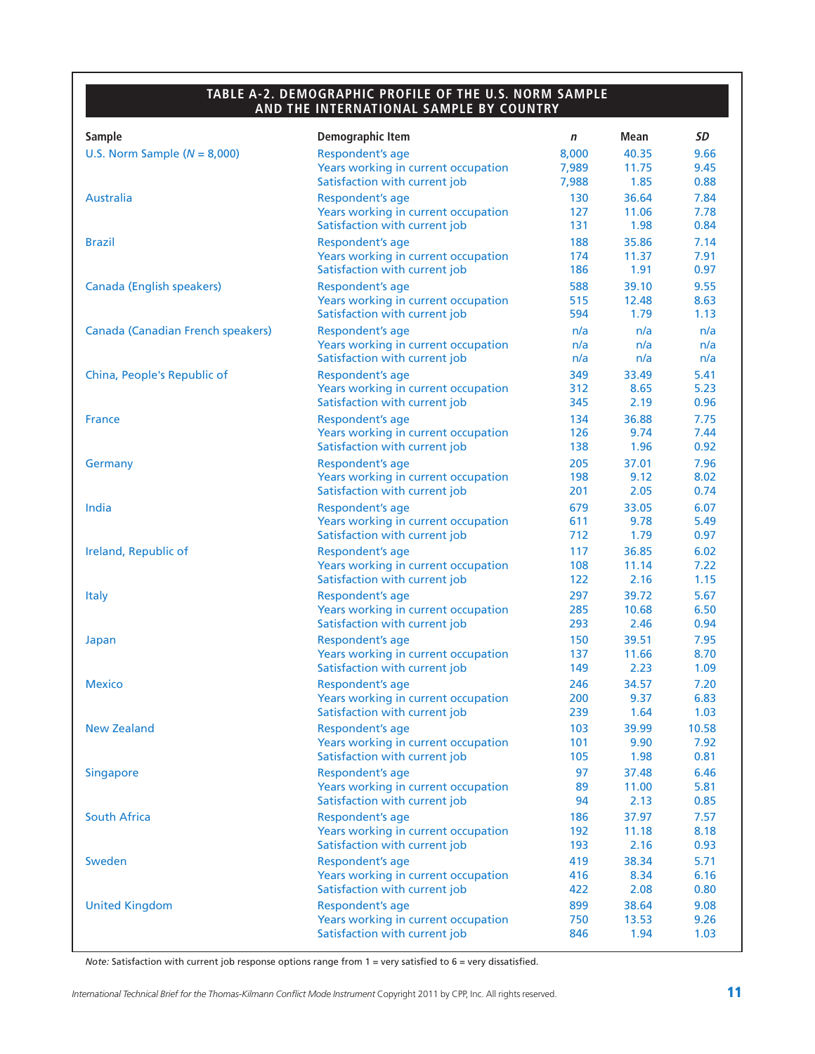## TABLE A-2. DEMOGRAPHIC PROFILE OF THE U.S. NORM SAMPLE AND THE INTERNATIONAL SAMPLE BY COUNTRY

| Sample | Demographic Item | *n* | Mean | *SD* |
|---|---|---|---|---|
| U.S. Norm Sample (*N* = 8,000) | Respondent's age | 8,000 | 40.35 | 9.66 |
| | Years working in current occupation | 7,989 | 11.75 | 9.45 |
| | Satisfaction with current job | 7,988 | 1.85 | 0.88 |
| Australia | Respondent's age | 130 | 36.64 | 7.84 |
| | Years working in current occupation | 127 | 11.06 | 7.78 |
| | Satisfaction with current job | 131 | 1.98 | 0.84 |
| Brazil | Respondent's age | 188 | 35.86 | 7.14 |
| | Years working in current occupation | 174 | 11.37 | 7.91 |
| | Satisfaction with current job | 186 | 1.91 | 0.97 |
| Canada (English speakers) | Respondent's age | 588 | 39.10 | 9.55 |
| | Years working in current occupation | 515 | 12.48 | 8.63 |
| | Satisfaction with current job | 594 | 1.79 | 1.13 |
| Canada (Canadian French speakers) | Respondent's age | n/a | n/a | n/a |
| | Years working in current occupation | n/a | n/a | n/a |
| | Satisfaction with current job | n/a | n/a | n/a |
| China, People's Republic of | Respondent's age | 349 | 33.49 | 5.41 |
| | Years working in current occupation | 312 | 8.65 | 5.23 |
| | Satisfaction with current job | 345 | 2.19 | 0.96 |
| France | Respondent's age | 134 | 36.88 | 7.75 |
| | Years working in current occupation | 126 | 9.74 | 7.44 |
| | Satisfaction with current job | 138 | 1.96 | 0.92 |
| Germany | Respondent's age | 205 | 37.01 | 7.96 |
| | Years working in current occupation | 198 | 9.12 | 8.02 |
| | Satisfaction with current job | 201 | 2.05 | 0.74 |
| India | Respondent's age | 679 | 33.05 | 6.07 |
| | Years working in current occupation | 611 | 9.78 | 5.49 |
| | Satisfaction with current job | 712 | 1.79 | 0.97 |
| Ireland, Republic of | Respondent's age | 117 | 36.85 | 6.02 |
| | Years working in current occupation | 108 | 11.14 | 7.22 |
| | Satisfaction with current job | 122 | 2.16 | 1.15 |
| Italy | Respondent's age | 297 | 39.72 | 5.67 |
| | Years working in current occupation | 285 | 10.68 | 6.50 |
| | Satisfaction with current job | 293 | 2.46 | 0.94 |
| Japan | Respondent's age | 150 | 39.51 | 7.95 |
| | Years working in current occupation | 137 | 11.66 | 8.70 |
| | Satisfaction with current job | 149 | 2.23 | 1.09 |
| Mexico | Respondent's age | 246 | 34.57 | 7.20 |
| | Years working in current occupation | 200 | 9.37 | 6.83 |
| | Satisfaction with current job | 239 | 1.64 | 1.03 |
| New Zealand | Respondent's age | 103 | 39.99 | 10.58 |
| | Years working in current occupation | 101 | 9.90 | 7.92 |
| | Satisfaction with current job | 105 | 1.98 | 0.81 |
| Singapore | Respondent's age | 97 | 37.48 | 6.46 |
| | Years working in current occupation | 89 | 11.00 | 5.81 |
| | Satisfaction with current job | 94 | 2.13 | 0.85 |
| South Africa | Respondent's age | 186 | 37.97 | 7.57 |
| | Years working in current occupation | 192 | 11.18 | 8.18 |
| | Satisfaction with current job | 193 | 2.16 | 0.93 |
| Sweden | Respondent's age | 419 | 38.34 | 5.71 |
| | Years working in current occupation | 416 | 8.34 | 6.16 |
| | Satisfaction with current job | 422 | 2.08 | 0.80 |
| United Kingdom | Respondent's age | 899 | 38.64 | 9.08 |
| | Years working in current occupation | 750 | 13.53 | 9.26 |
| | Satisfaction with current job | 846 | 1.94 | 1.03 |

*Note:* Satisfaction with current job response options range from 1 = very satisfied to 6 = very dissatisfied.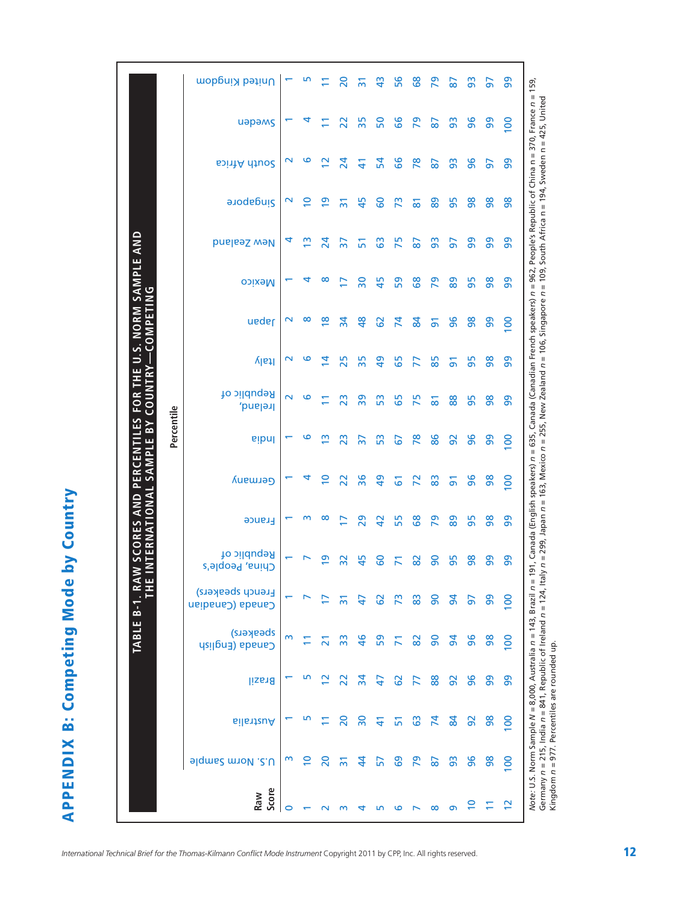# APPENDIX B: Competing Mode by Country

**TABLE B-1. RAW SCORES AND PERCENTILES FOR THE U.S. NORM SAMPLE AND THE INTERNATIONAL SAMPLE BY COUNTRY—COMPETING**

| Raw Score | Percentile | | | | | | | | | | | | | | | | | | |
|---|---|---|---|---|---|---|---|---|---|---|---|---|---|---|---|---|---|---|---|
| | U.S. Norm Sample | Australia | Brazil | Canada (English speakers) | Canada (Canadian French speakers) | China, People's Republic of | France | Germany | India | Ireland, Republic of | Italy | Japan | Mexico | New Zealand | Singapore | South Africa | Sweden | United Kingdom |
| 0 | 3 | 1 | 1 | 3 | 1 | 1 | 1 | 1 | 1 | 2 | 2 | 2 | 1 | 4 | 2 | 2 | 1 | 1 |
| 1 | 10 | 5 | 5 | 11 | 7 | 7 | 3 | 4 | 6 | 6 | 6 | 8 | 4 | 13 | 10 | 6 | 4 | 5 |
| 2 | 20 | 11 | 12 | 21 | 17 | 19 | 8 | 10 | 13 | 11 | 14 | 18 | 8 | 24 | 19 | 12 | 11 | 11 |
| 3 | 31 | 20 | 22 | 33 | 31 | 32 | 17 | 22 | 23 | 23 | 25 | 34 | 17 | 37 | 31 | 24 | 22 | 20 |
| 4 | 44 | 30 | 34 | 46 | 47 | 45 | 29 | 36 | 37 | 39 | 35 | 48 | 30 | 51 | 45 | 41 | 35 | 31 |
| 5 | 57 | 41 | 47 | 59 | 62 | 60 | 42 | 49 | 53 | 53 | 49 | 62 | 45 | 63 | 60 | 54 | 50 | 43 |
| 6 | 69 | 51 | 62 | 71 | 73 | 71 | 55 | 61 | 67 | 65 | 65 | 74 | 59 | 75 | 73 | 66 | 66 | 56 |
| 7 | 79 | 63 | 77 | 82 | 83 | 82 | 68 | 72 | 78 | 75 | 77 | 84 | 68 | 87 | 81 | 78 | 79 | 68 |
| 8 | 87 | 74 | 88 | 90 | 90 | 90 | 79 | 83 | 86 | 81 | 85 | 91 | 79 | 93 | 89 | 87 | 87 | 79 |
| 9 | 93 | 84 | 92 | 94 | 94 | 95 | 89 | 91 | 92 | 88 | 91 | 96 | 89 | 97 | 95 | 93 | 93 | 87 |
| 10 | 96 | 92 | 96 | 96 | 97 | 98 | 95 | 96 | 96 | 95 | 95 | 98 | 95 | 99 | 98 | 96 | 96 | 93 |
| 11 | 98 | 98 | 99 | 98 | 99 | 99 | 98 | 98 | 99 | 98 | 98 | 99 | 98 | 99 | 98 | 97 | 99 | 97 |
| 12 | 100 | 100 | 99 | 100 | 100 | 99 | 99 | 100 | 100 | 99 | 99 | 100 | 99 | 99 | 98 | 99 | 100 | 99 |

*Note:* U.S. Norm Sample *N* = 8,000, Australia *n* = 143, Brazil *n* = 191, Canada (English speakers) *n* = 635, Canada (Canadian French speakers) *n* = 962, People's Republic of China *n* = 370, France *n* = 159, Germany *n* = 215, India *n* = 841, Republic of Ireland *n* = 124, Italy *n* = 299, Japan *n* = 163, Mexico *n* = 255, New Zealand *n* = 106, Singapore *n* = 109, South Africa *n* = 194, Sweden n = 425, United Kingdom *n* = 977. Percentiles are rounded up.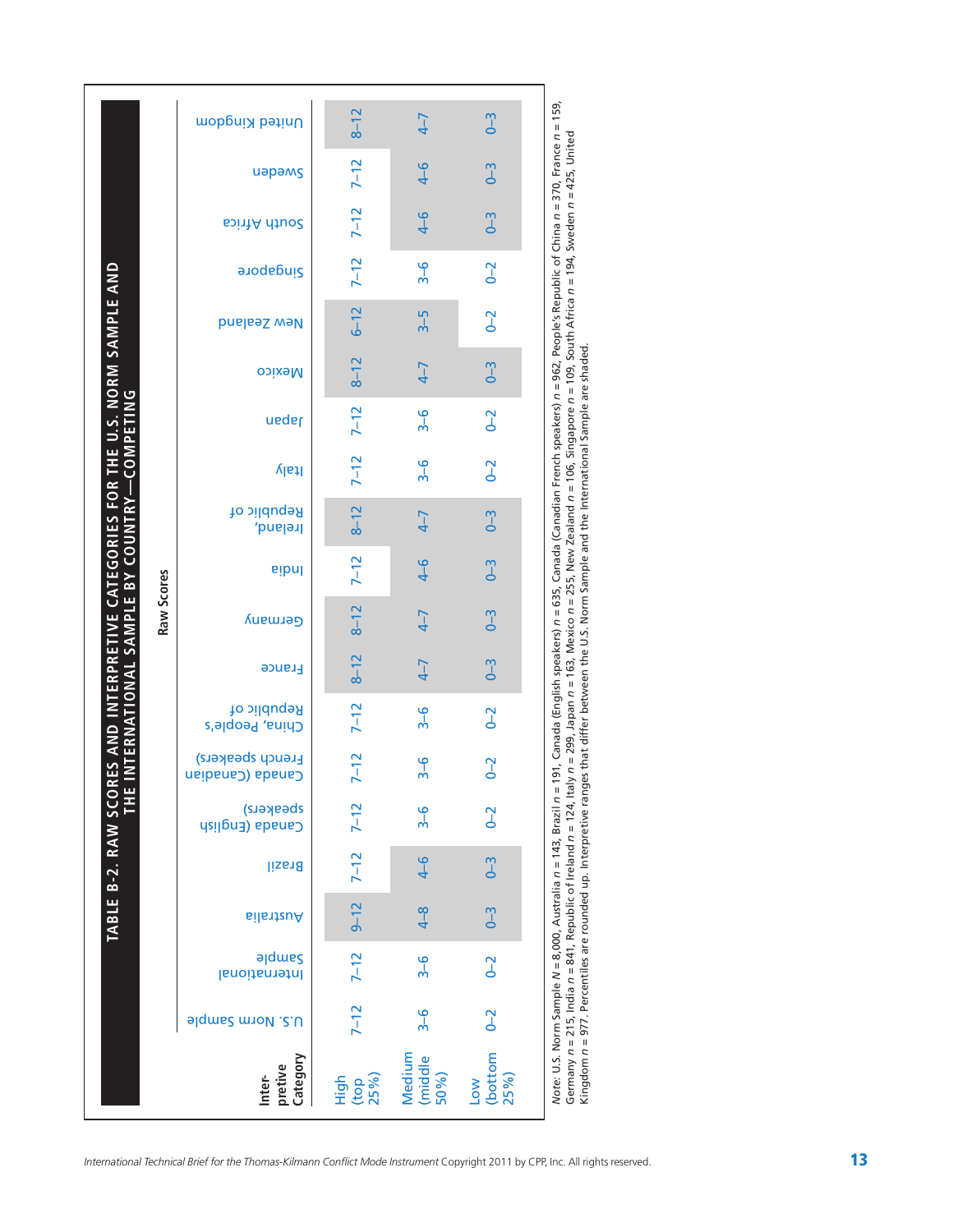## TABLE B-2. RAW SCORES AND INTERPRETIVE CATEGORIES FOR THE U.S. NORM SAMPLE AND THE INTERNATIONAL SAMPLE BY COUNTRY—COMPETING

| Interpretive Category | U.S. Norm Sample | International Sample | Australia | Brazil | Canada (English speakers) | Canada (Canadian French speakers) | China, People's Republic of | France | Germany | India | Ireland, Republic of | Italy | Japan | Mexico | New Zealand | Singapore | South Africa | Sweden | United Kingdom |
|---|---|---|---|---|---|---|---|---|---|---|---|---|---|---|---|---|---|---|---|
| | **Raw Scores** | | | | | | | | | | | | | | | | | | |
| High (top 25%) | 7–12 | 7–12 | 9–12 | 7–12 | 7–12 | 7–12 | 7–12 | 8–12 | 8–12 | 7–12 | 8–12 | 7–12 | 7–12 | 8–12 | 6–12 | 7–12 | 7–12 | 7–12 | 8–12 |
| Medium (middle 50%) | 3–6 | 3–6 | 4–8 | 4–6 | 3–6 | 3–6 | 3–6 | 4–7 | 4–7 | 4–6 | 4–7 | 3–6 | 3–6 | 4–7 | 3–5 | 3–6 | 4–6 | 4–6 | 4–7 |
| Low (bottom 25%) | 0–2 | 0–2 | 0–3 | 0–3 | 0–2 | 0–2 | 0–2 | 0–3 | 0–3 | 0–3 | 0–3 | 0–2 | 0–2 | 0–3 | 0–2 | 0–2 | 0–3 | 0–3 | 0–3 |

*Note:* U.S. Norm Sample *N* = 8,000, Australia *n* = 143, Brazil *n* = 191, Canada (English speakers) *n* = 635, Canada (Canadian French speakers) *n* = 962, People's Republic of China *n* = 370, France *n* = 159, Germany *n* = 215, India *n* = 841, Republic of Ireland *n* = 124, Italy *n* = 299, Japan *n* = 163, Mexico *n* = 255, New Zealand *n* = 106, Singapore *n* = 109, South Africa *n* = 194, Sweden *n* = 425, United Kingdom *n* = 977. Percentiles are rounded up. Interpretive ranges that differ between the U.S. Norm Sample and the International Sample are shaded.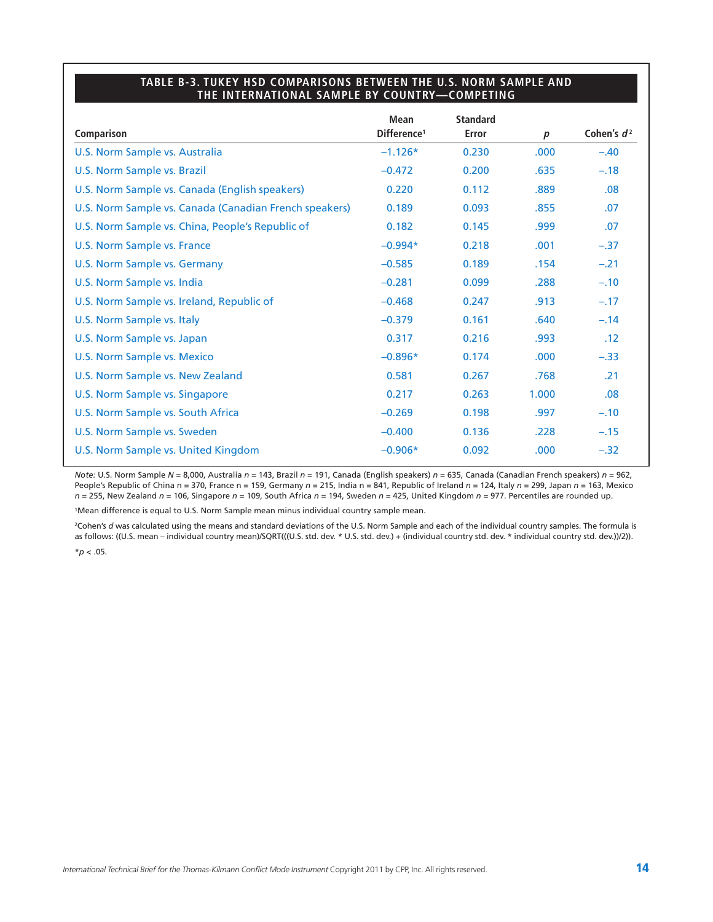### TABLE B-3. TUKEY HSD COMPARISONS BETWEEN THE U.S. NORM SAMPLE AND THE INTERNATIONAL SAMPLE BY COUNTRY—COMPETING

| Comparison | Mean Difference[1] | Standard Error | *p* | Cohen's *d*[2] |
|---|---|---|---|---|
| U.S. Norm Sample vs. Australia | −1.126* | 0.230 | .000 | −.40 |
| U.S. Norm Sample vs. Brazil | −0.472 | 0.200 | .635 | −.18 |
| U.S. Norm Sample vs. Canada (English speakers) | 0.220 | 0.112 | .889 | .08 |
| U.S. Norm Sample vs. Canada (Canadian French speakers) | 0.189 | 0.093 | .855 | .07 |
| U.S. Norm Sample vs. China, People's Republic of | 0.182 | 0.145 | .999 | .07 |
| U.S. Norm Sample vs. France | −0.994* | 0.218 | .001 | −.37 |
| U.S. Norm Sample vs. Germany | −0.585 | 0.189 | .154 | −.21 |
| U.S. Norm Sample vs. India | −0.281 | 0.099 | .288 | −.10 |
| U.S. Norm Sample vs. Ireland, Republic of | −0.468 | 0.247 | .913 | −.17 |
| U.S. Norm Sample vs. Italy | −0.379 | 0.161 | .640 | −.14 |
| U.S. Norm Sample vs. Japan | 0.317 | 0.216 | .993 | .12 |
| U.S. Norm Sample vs. Mexico | −0.896* | 0.174 | .000 | −.33 |
| U.S. Norm Sample vs. New Zealand | 0.581 | 0.267 | .768 | .21 |
| U.S. Norm Sample vs. Singapore | 0.217 | 0.263 | 1.000 | .08 |
| U.S. Norm Sample vs. South Africa | −0.269 | 0.198 | .997 | −.10 |
| U.S. Norm Sample vs. Sweden | −0.400 | 0.136 | .228 | −.15 |
| U.S. Norm Sample vs. United Kingdom | −0.906* | 0.092 | .000 | −.32 |

*Note:* U.S. Norm Sample *N* = 8,000, Australia *n* = 143, Brazil *n* = 191, Canada (English speakers) *n* = 635, Canada (Canadian French speakers) *n* = 962, People's Republic of China n = 370, France n = 159, Germany *n* = 215, India n = 841, Republic of Ireland *n* = 124, Italy *n* = 299, Japan *n* = 163, Mexico *n* = 255, New Zealand *n* = 106, Singapore *n* = 109, South Africa *n* = 194, Sweden *n* = 425, United Kingdom *n* = 977. Percentiles are rounded up.

[1]Mean difference is equal to U.S. Norm Sample mean minus individual country sample mean.

[2]Cohen's *d* was calculated using the means and standard deviations of the U.S. Norm Sample and each of the individual country samples. The formula is as follows: ((U.S. mean – individual country mean)/SQRT(((U.S. std. dev. * U.S. std. dev.) + (individual country std. dev. * individual country std. dev.))/2)).

*$p < .05$.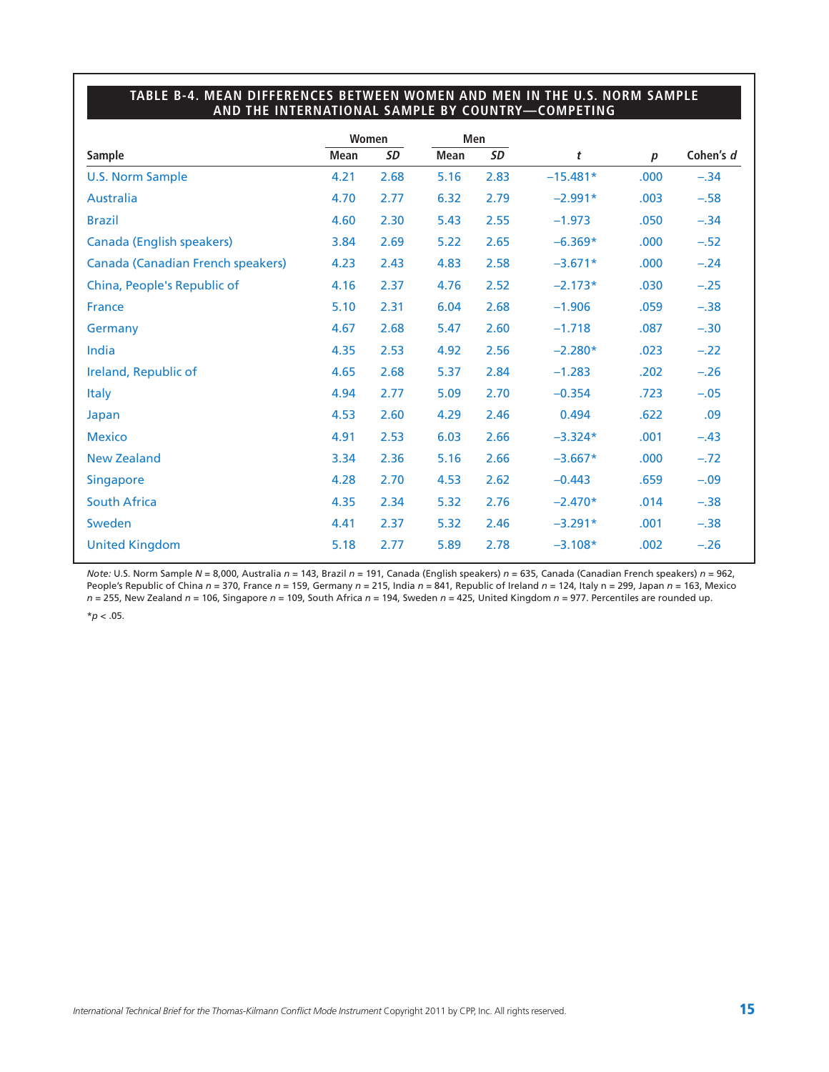## TABLE B-4. MEAN DIFFERENCES BETWEEN WOMEN AND MEN IN THE U.S. NORM SAMPLE AND THE INTERNATIONAL SAMPLE BY COUNTRY—COMPETING

| Sample | Women | | Men | | | | |
|---|---|---|---|---|---|---|---|
| | Mean | *SD* | Mean | *SD* | *t* | *p* | Cohen's *d* |
| U.S. Norm Sample | 4.21 | 2.68 | 5.16 | 2.83 | −15.481* | .000 | −.34 |
| Australia | 4.70 | 2.77 | 6.32 | 2.79 | −2.991* | .003 | −.58 |
| Brazil | 4.60 | 2.30 | 5.43 | 2.55 | −1.973 | .050 | −.34 |
| Canada (English speakers) | 3.84 | 2.69 | 5.22 | 2.65 | −6.369* | .000 | −.52 |
| Canada (Canadian French speakers) | 4.23 | 2.43 | 4.83 | 2.58 | −3.671* | .000 | −.24 |
| China, People's Republic of | 4.16 | 2.37 | 4.76 | 2.52 | −2.173* | .030 | −.25 |
| France | 5.10 | 2.31 | 6.04 | 2.68 | −1.906 | .059 | −.38 |
| Germany | 4.67 | 2.68 | 5.47 | 2.60 | −1.718 | .087 | −.30 |
| India | 4.35 | 2.53 | 4.92 | 2.56 | −2.280* | .023 | −.22 |
| Ireland, Republic of | 4.65 | 2.68 | 5.37 | 2.84 | −1.283 | .202 | −.26 |
| Italy | 4.94 | 2.77 | 5.09 | 2.70 | −0.354 | .723 | −.05 |
| Japan | 4.53 | 2.60 | 4.29 | 2.46 | 0.494 | .622 | .09 |
| Mexico | 4.91 | 2.53 | 6.03 | 2.66 | −3.324* | .001 | −.43 |
| New Zealand | 3.34 | 2.36 | 5.16 | 2.66 | −3.667* | .000 | −.72 |
| Singapore | 4.28 | 2.70 | 4.53 | 2.62 | −0.443 | .659 | −.09 |
| South Africa | 4.35 | 2.34 | 5.32 | 2.76 | −2.470* | .014 | −.38 |
| Sweden | 4.41 | 2.37 | 5.32 | 2.46 | −3.291* | .001 | −.38 |
| United Kingdom | 5.18 | 2.77 | 5.89 | 2.78 | −3.108* | .002 | −.26 |

*Note:* U.S. Norm Sample *N* = 8,000, Australia *n* = 143, Brazil *n* = 191, Canada (English speakers) *n* = 635, Canada (Canadian French speakers) *n* = 962, People's Republic of China *n* = 370, France *n* = 159, Germany *n* = 215, India *n* = 841, Republic of Ireland *n* = 124, Italy n = 299, Japan *n* = 163, Mexico *n* = 255, New Zealand *n* = 106, Singapore *n* = 109, South Africa *n* = 194, Sweden *n* = 425, United Kingdom *n* = 977. Percentiles are rounded up.

$^{*}p < .05$.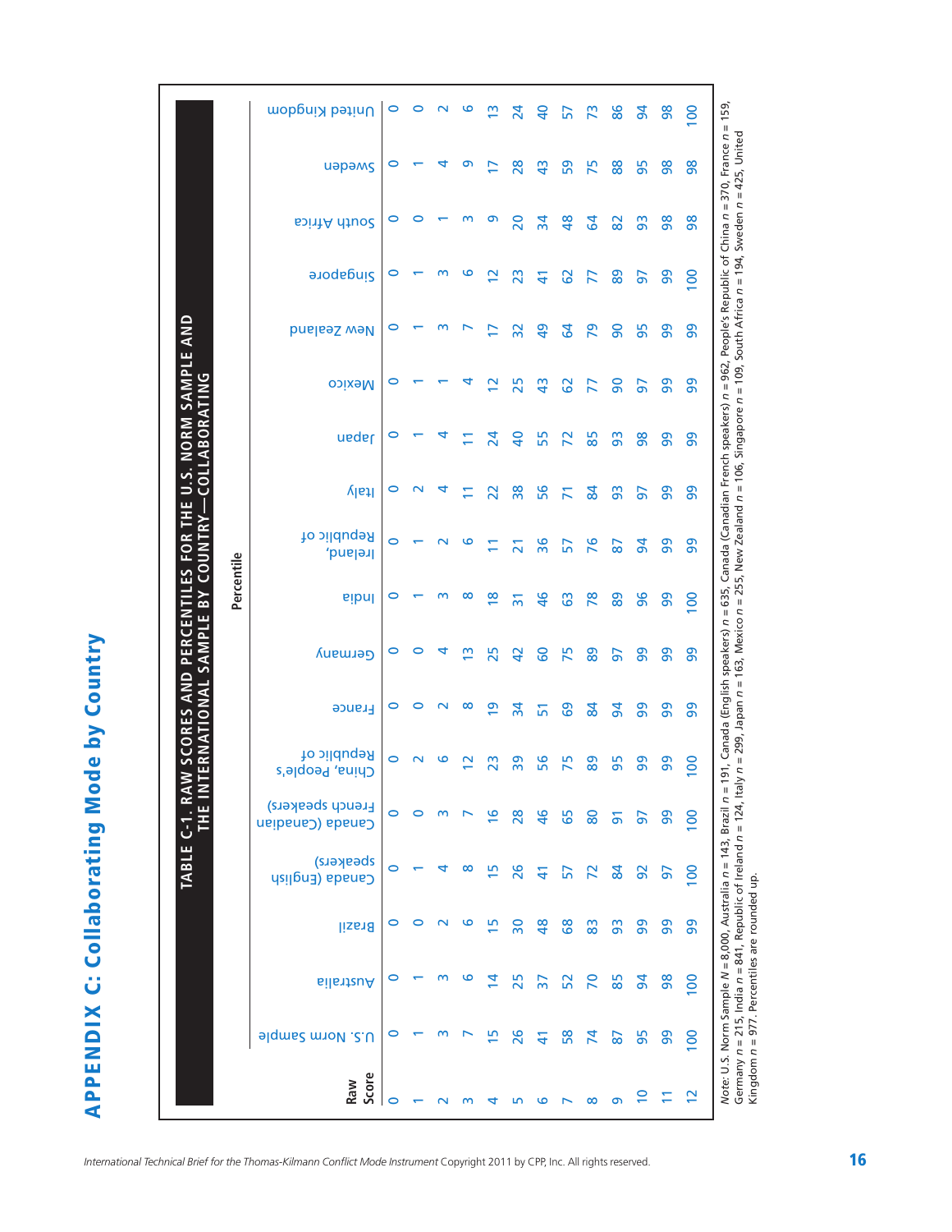# APPENDIX C: Collaborating Mode by Country

**TABLE C-1. RAW SCORES AND PERCENTILES FOR THE U.S. NORM SAMPLE AND THE INTERNATIONAL SAMPLE BY COUNTRY—COLLABORATING**

| Raw Score | Percentile | | | | | | | | | | | | | | | | | |
|---|---|---|---|---|---|---|---|---|---|---|---|---|---|---|---|---|---|---|
| | U.S. Norm Sample | Australia | Brazil | Canada (English speakers) | Canada (Canadian French speakers) | China, People's Republic of | France | Germany | India | Ireland, Republic of | Italy | Japan | Mexico | New Zealand | Singapore | South Africa | Sweden | United Kingdom |
| 0 | 0 | 0 | 0 | 0 | 0 | 0 | 0 | 0 | 0 | 0 | 0 | 0 | 0 | 0 | 0 | 0 | 0 | 0 |
| 1 | 1 | 1 | 0 | 1 | 0 | 2 | 0 | 0 | 1 | 1 | 2 | 1 | 1 | 1 | 1 | 0 | 1 | 0 |
| 2 | 3 | 3 | 2 | 4 | 3 | 6 | 2 | 4 | 3 | 2 | 4 | 4 | 1 | 3 | 3 | 1 | 4 | 2 |
| 3 | 7 | 6 | 6 | 8 | 7 | 12 | 8 | 13 | 8 | 6 | 11 | 11 | 4 | 7 | 6 | 3 | 9 | 6 |
| 4 | 15 | 14 | 15 | 15 | 16 | 23 | 19 | 25 | 18 | 11 | 22 | 24 | 12 | 17 | 12 | 9 | 17 | 13 |
| 5 | 26 | 25 | 30 | 26 | 28 | 39 | 34 | 42 | 31 | 21 | 38 | 40 | 25 | 32 | 23 | 20 | 28 | 24 |
| 6 | 41 | 37 | 48 | 41 | 46 | 56 | 51 | 60 | 46 | 36 | 56 | 55 | 43 | 49 | 41 | 34 | 43 | 40 |
| 7 | 58 | 52 | 68 | 57 | 65 | 75 | 69 | 75 | 63 | 57 | 71 | 72 | 62 | 64 | 62 | 48 | 59 | 57 |
| 8 | 74 | 70 | 83 | 72 | 80 | 89 | 84 | 89 | 78 | 76 | 84 | 85 | 77 | 79 | 77 | 64 | 75 | 73 |
| 9 | 87 | 85 | 93 | 84 | 91 | 95 | 94 | 97 | 89 | 87 | 93 | 93 | 90 | 90 | 89 | 82 | 88 | 86 |
| 10 | 95 | 94 | 99 | 92 | 97 | 99 | 99 | 99 | 96 | 94 | 97 | 98 | 97 | 95 | 97 | 93 | 95 | 94 |
| 11 | 99 | 98 | 99 | 97 | 99 | 99 | 99 | 99 | 99 | 99 | 99 | 99 | 99 | 99 | 99 | 98 | 98 | 98 |
| 12 | 100 | 100 | 99 | 100 | 100 | 100 | 99 | 99 | 100 | 99 | 99 | 99 | 99 | 99 | 100 | 98 | 98 | 100 |

*Note:* U.S. Norm Sample *N* = 8,000, Australia *n* = 143, Brazil *n* = 191, Canada (English speakers) *n* = 635, Canada (Canadian French speakers) *n* = 962, People's Republic of China *n* = 370, France *n* = 159, Germany *n* = 215, India *n* = 841, Republic of Ireland *n* = 124, Italy *n* = 299, Japan *n* = 163, Mexico *n* = 255, New Zealand *n* = 106, Singapore *n* = 109, South Africa *n* = 194, Sweden *n* = 425, United Kingdom *n* = 977. Percentiles are rounded up.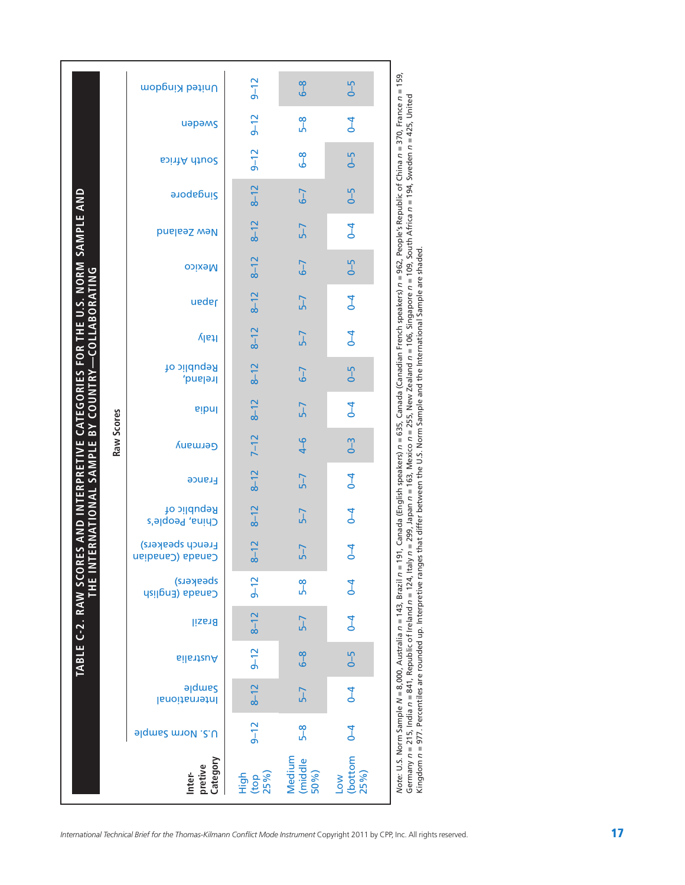## TABLE C-2. RAW SCORES AND INTERPRETIVE CATEGORIES FOR THE U.S. NORM SAMPLE AND THE INTERNATIONAL SAMPLE BY COUNTRY—COLLABORATING

| Interpretive Category | U.S. Norm Sample | International Sample | Australia | Brazil | Canada (English speakers) | Canada (Canadian French speakers) | China, People's Republic of | France | Germany | India | Ireland, Republic of | Italy | Japan | Mexico | New Zealand | Singapore | South Africa | Sweden | United Kingdom |
|---|---|---|---|---|---|---|---|---|---|---|---|---|---|---|---|---|---|---|---|
| High (top 25%) | 9–12 | 8–12 | 9–12 | 8–12 | 9–12 | 8–12 | 8–12 | 8–12 | 7–12 | 8–12 | 8–12 | 8–12 | 8–12 | 8–12 | 8–12 | 8–12 | 9–12 | 9–12 | 9–12 |
| Medium (middle 50%) | 5–8 | 5–7 | 6–8 | 5–7 | 5–8 | 5–7 | 5–7 | 5–7 | 4–6 | 5–7 | 6–7 | 5–7 | 5–7 | 6–7 | 5–7 | 6–7 | 6–8 | 5–8 | 6–8 |
| Low (bottom 25%) | 0–4 | 0–4 | 0–5 | 0–4 | 0–4 | 0–4 | 0–4 | 0–4 | 0–3 | 0–4 | 0–5 | 0–4 | 0–4 | 0–5 | 0–4 | 0–5 | 0–5 | 0–4 | 0–5 |

*Note:* U.S. Norm Sample $N$ = 8,000, Australia $n$ = 143, Brazil $n$ = 191, Canada (English speakers) $n$ = 635, Canada (Canadian French speakers) $n$ = 962, People's Republic of China $n$ = 370, France $n$ = 159, Germany $n$ = 215, India $n$ = 841, Republic of Ireland $n$ = 124, Italy $n$ = 299, Japan $n$ = 163, Mexico $n$ = 255, New Zealand $n$ = 106, Singapore $n$ = 109, South Africa $n$ = 194, Sweden $n$ = 425, United Kingdom $n$ = 977. Percentiles are rounded up. Interpretive ranges that differ between the U.S. Norm Sample and the International Sample are shaded.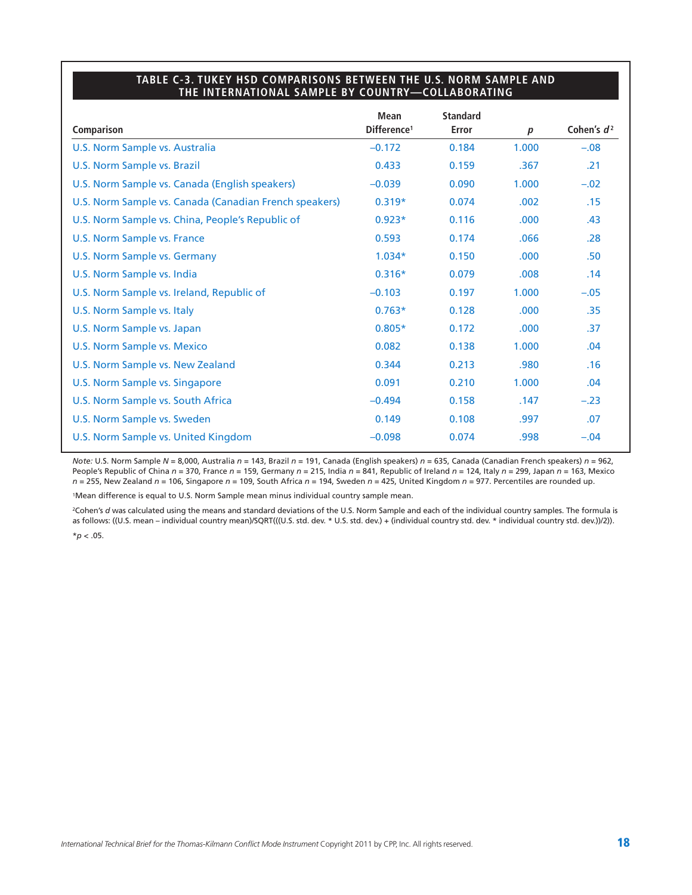## TABLE C-3. TUKEY HSD COMPARISONS BETWEEN THE U.S. NORM SAMPLE AND THE INTERNATIONAL SAMPLE BY COUNTRY—COLLABORATING

| Comparison | Mean Difference[1] | Standard Error | *p* | Cohen's *d*[2] |
|---|---|---|---|---|
| U.S. Norm Sample vs. Australia | –0.172 | 0.184 | 1.000 | –.08 |
| U.S. Norm Sample vs. Brazil | 0.433 | 0.159 | .367 | .21 |
| U.S. Norm Sample vs. Canada (English speakers) | –0.039 | 0.090 | 1.000 | –.02 |
| U.S. Norm Sample vs. Canada (Canadian French speakers) | 0.319* | 0.074 | .002 | .15 |
| U.S. Norm Sample vs. China, People's Republic of | 0.923* | 0.116 | .000 | .43 |
| U.S. Norm Sample vs. France | 0.593 | 0.174 | .066 | .28 |
| U.S. Norm Sample vs. Germany | 1.034* | 0.150 | .000 | .50 |
| U.S. Norm Sample vs. India | 0.316* | 0.079 | .008 | .14 |
| U.S. Norm Sample vs. Ireland, Republic of | –0.103 | 0.197 | 1.000 | –.05 |
| U.S. Norm Sample vs. Italy | 0.763* | 0.128 | .000 | .35 |
| U.S. Norm Sample vs. Japan | 0.805* | 0.172 | .000 | .37 |
| U.S. Norm Sample vs. Mexico | 0.082 | 0.138 | 1.000 | .04 |
| U.S. Norm Sample vs. New Zealand | 0.344 | 0.213 | .980 | .16 |
| U.S. Norm Sample vs. Singapore | 0.091 | 0.210 | 1.000 | .04 |
| U.S. Norm Sample vs. South Africa | –0.494 | 0.158 | .147 | –.23 |
| U.S. Norm Sample vs. Sweden | 0.149 | 0.108 | .997 | .07 |
| U.S. Norm Sample vs. United Kingdom | –0.098 | 0.074 | .998 | –.04 |

*Note:* U.S. Norm Sample $N$ = 8,000, Australia $n$ = 143, Brazil $n$ = 191, Canada (English speakers) $n$ = 635, Canada (Canadian French speakers) $n$ = 962, People's Republic of China $n$ = 370, France $n$ = 159, Germany $n$ = 215, India $n$ = 841, Republic of Ireland $n$ = 124, Italy $n$ = 299, Japan $n$ = 163, Mexico $n$ = 255, New Zealand $n$ = 106, Singapore $n$ = 109, South Africa $n$ = 194, Sweden $n$ = 425, United Kingdom $n$ = 977. Percentiles are rounded up.

[1]Mean difference is equal to U.S. Norm Sample mean minus individual country sample mean.

[2]Cohen's *d* was calculated using the means and standard deviations of the U.S. Norm Sample and each of the individual country samples. The formula is as follows: ((U.S. mean – individual country mean)/SQRT(((U.S. std. dev. * U.S. std. dev.) + (individual country std. dev. * individual country std. dev.))/2)).

*$p < .05$.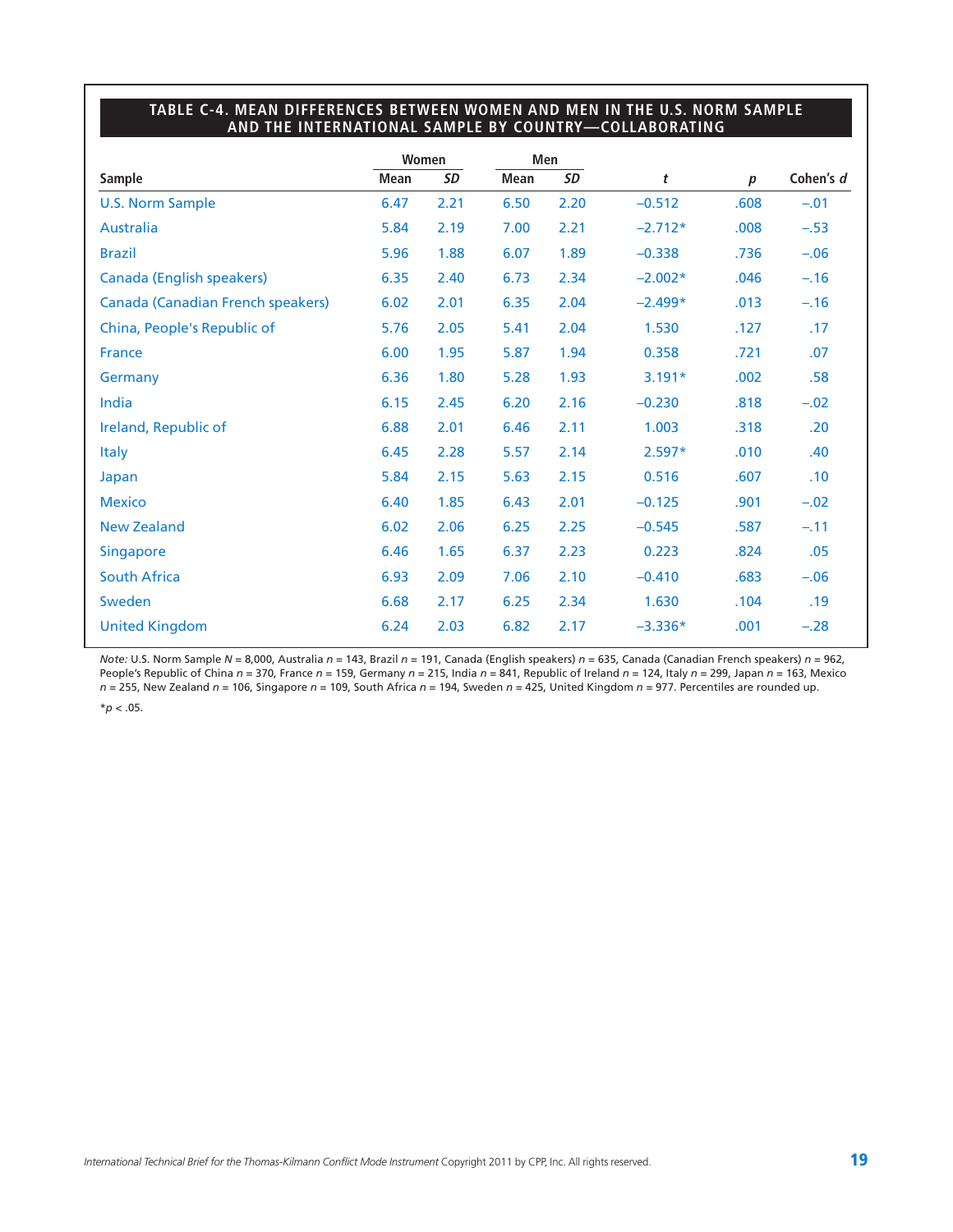**TABLE C-4. MEAN DIFFERENCES BETWEEN WOMEN AND MEN IN THE U.S. NORM SAMPLE AND THE INTERNATIONAL SAMPLE BY COUNTRY—COLLABORATING**

| Sample | Women | | Men | | | | |
|---|---|---|---|---|---|---|---|
| | Mean | *SD* | Mean | *SD* | *t* | *p* | Cohen's *d* |
| U.S. Norm Sample | 6.47 | 2.21 | 6.50 | 2.20 | –0.512 | .608 | –.01 |
| Australia | 5.84 | 2.19 | 7.00 | 2.21 | –2.712* | .008 | –.53 |
| Brazil | 5.96 | 1.88 | 6.07 | 1.89 | –0.338 | .736 | –.06 |
| Canada (English speakers) | 6.35 | 2.40 | 6.73 | 2.34 | –2.002* | .046 | –.16 |
| Canada (Canadian French speakers) | 6.02 | 2.01 | 6.35 | 2.04 | –2.499* | .013 | –.16 |
| China, People's Republic of | 5.76 | 2.05 | 5.41 | 2.04 | 1.530 | .127 | .17 |
| France | 6.00 | 1.95 | 5.87 | 1.94 | 0.358 | .721 | .07 |
| Germany | 6.36 | 1.80 | 5.28 | 1.93 | 3.191* | .002 | .58 |
| India | 6.15 | 2.45 | 6.20 | 2.16 | –0.230 | .818 | –.02 |
| Ireland, Republic of | 6.88 | 2.01 | 6.46 | 2.11 | 1.003 | .318 | .20 |
| Italy | 6.45 | 2.28 | 5.57 | 2.14 | 2.597* | .010 | .40 |
| Japan | 5.84 | 2.15 | 5.63 | 2.15 | 0.516 | .607 | .10 |
| Mexico | 6.40 | 1.85 | 6.43 | 2.01 | –0.125 | .901 | –.02 |
| New Zealand | 6.02 | 2.06 | 6.25 | 2.25 | –0.545 | .587 | –.11 |
| Singapore | 6.46 | 1.65 | 6.37 | 2.23 | 0.223 | .824 | .05 |
| South Africa | 6.93 | 2.09 | 7.06 | 2.10 | –0.410 | .683 | –.06 |
| Sweden | 6.68 | 2.17 | 6.25 | 2.34 | 1.630 | .104 | .19 |
| United Kingdom | 6.24 | 2.03 | 6.82 | 2.17 | –3.336* | .001 | –.28 |

*Note:* U.S. Norm Sample $N$ = 8,000, Australia $n$ = 143, Brazil $n$ = 191, Canada (English speakers) $n$ = 635, Canada (Canadian French speakers) $n$ = 962, People's Republic of China $n$ = 370, France $n$ = 159, Germany $n$ = 215, India $n$ = 841, Republic of Ireland $n$ = 124, Italy $n$ = 299, Japan $n$ = 163, Mexico $n$ = 255, New Zealand $n$ = 106, Singapore $n$ = 109, South Africa $n$ = 194, Sweden $n$ = 425, United Kingdom $n$ = 977. Percentiles are rounded up.

*$p < .05$.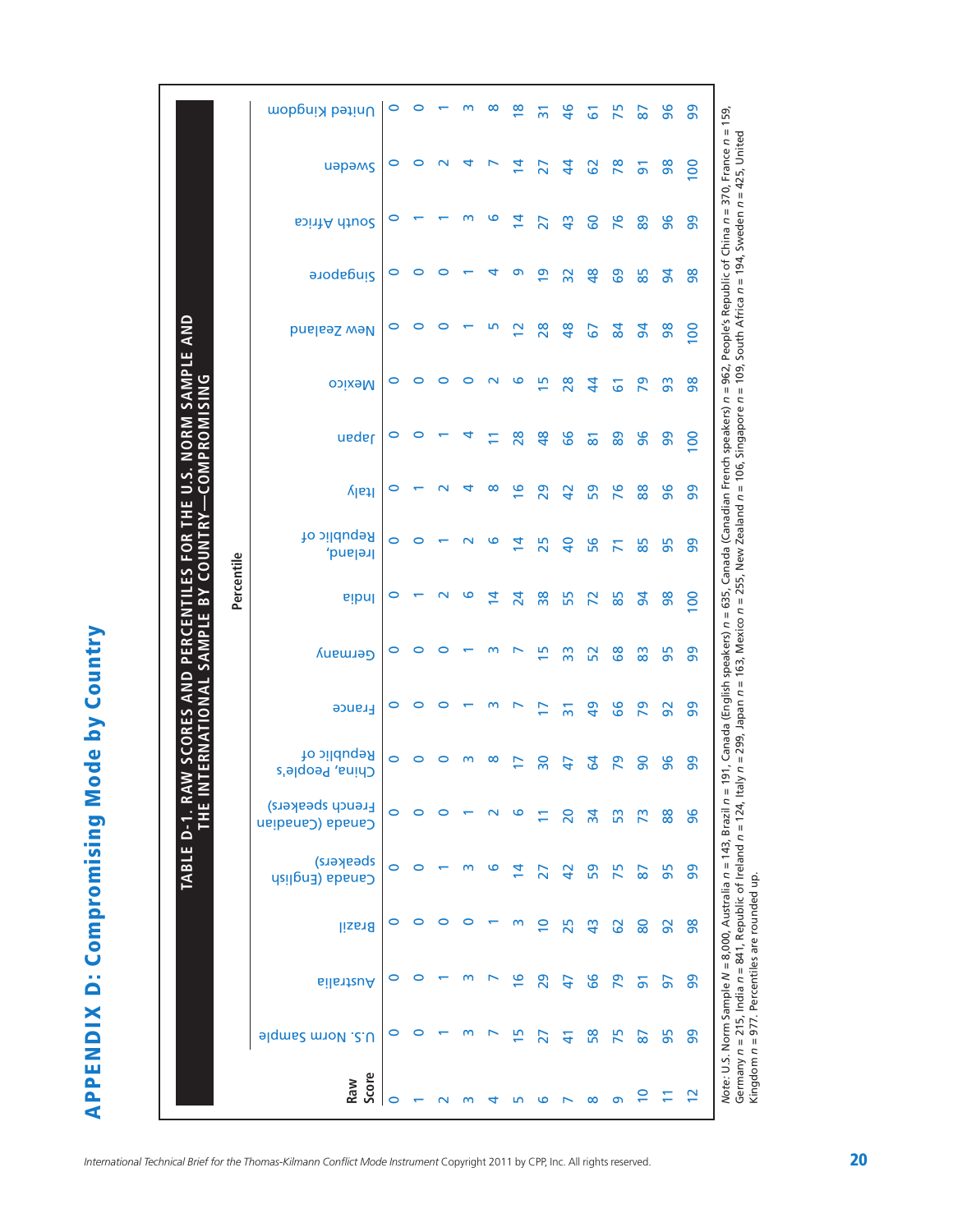## APPENDIX D: Compromising Mode by Country

**TABLE D-1. RAW SCORES AND PERCENTILES FOR THE U.S. NORM SAMPLE AND THE INTERNATIONAL SAMPLE BY COUNTRY—COMPROMISING**

| Raw Score | Percentile | | | | | | | | | | | | | | | | | | |
|---|---|---|---|---|---|---|---|---|---|---|---|---|---|---|---|---|---|---|---|
| | U.S. Norm Sample | Australia | Brazil | Canada (English speakers) | Canada (Canadian French speakers) | China, People's Republic of | France | Germany | India | Ireland, Republic of | Italy | Japan | Mexico | New Zealand | Singapore | South Africa | Sweden | United Kingdom |
| 0 | 0 | 0 | 0 | 0 | 0 | 0 | 0 | 0 | 0 | 0 | 0 | 0 | 0 | 0 | 0 | 0 | 0 | 0 |
| 1 | 0 | 0 | 0 | 0 | 0 | 0 | 0 | 0 | 1 | 0 | 1 | 0 | 0 | 0 | 0 | 1 | 0 | 0 |
| 2 | 1 | 1 | 0 | 1 | 0 | 0 | 0 | 0 | 2 | 1 | 2 | 1 | 0 | 0 | 0 | 1 | 2 | 1 |
| 3 | 3 | 3 | 0 | 3 | 1 | 3 | 1 | 1 | 6 | 2 | 4 | 4 | 0 | 1 | 1 | 3 | 4 | 3 |
| 4 | 7 | 7 | 1 | 6 | 2 | 8 | 3 | 3 | 14 | 6 | 8 | 11 | 2 | 5 | 4 | 6 | 7 | 8 |
| 5 | 15 | 16 | 3 | 14 | 6 | 17 | 7 | 7 | 24 | 14 | 16 | 28 | 6 | 12 | 9 | 14 | 14 | 18 |
| 6 | 27 | 29 | 10 | 27 | 11 | 30 | 17 | 15 | 38 | 25 | 29 | 48 | 15 | 28 | 19 | 27 | 27 | 31 |
| 7 | 41 | 47 | 25 | 42 | 20 | 47 | 31 | 33 | 55 | 40 | 42 | 66 | 28 | 48 | 32 | 43 | 44 | 46 |
| 8 | 58 | 66 | 43 | 59 | 34 | 64 | 49 | 52 | 72 | 56 | 59 | 81 | 44 | 67 | 48 | 60 | 62 | 61 |
| 9 | 75 | 79 | 62 | 75 | 53 | 79 | 66 | 68 | 85 | 71 | 76 | 89 | 61 | 84 | 69 | 76 | 78 | 75 |
| 10 | 87 | 91 | 80 | 87 | 73 | 90 | 79 | 83 | 94 | 85 | 88 | 96 | 79 | 94 | 85 | 89 | 91 | 87 |
| 11 | 95 | 97 | 92 | 95 | 88 | 96 | 92 | 95 | 98 | 95 | 96 | 99 | 93 | 98 | 94 | 96 | 98 | 96 |
| 12 | 99 | 99 | 98 | 99 | 96 | 99 | 99 | 99 | 100 | 99 | 99 | 100 | 98 | 100 | 98 | 99 | 100 | 99 |

*Note:* U.S. Norm Sample $N$ = 8,000, Australia $n$ = 143, Brazil $n$ = 191, Canada (English speakers) $n$ = 635, Canada (Canadian French speakers) $n$ = 962, People's Republic of China $n$ = 370, France $n$ = 159, Germany $n$ = 215, India $n$ = 841, Republic of Ireland $n$ = 124, Italy $n$ = 299, Japan $n$ = 163, Mexico $n$ = 255, New Zealand $n$ = 106, Singapore $n$ = 109, South Africa $n$ = 194, Sweden $n$ = 425, United Kingdom $n$ = 977. Percentiles are rounded up.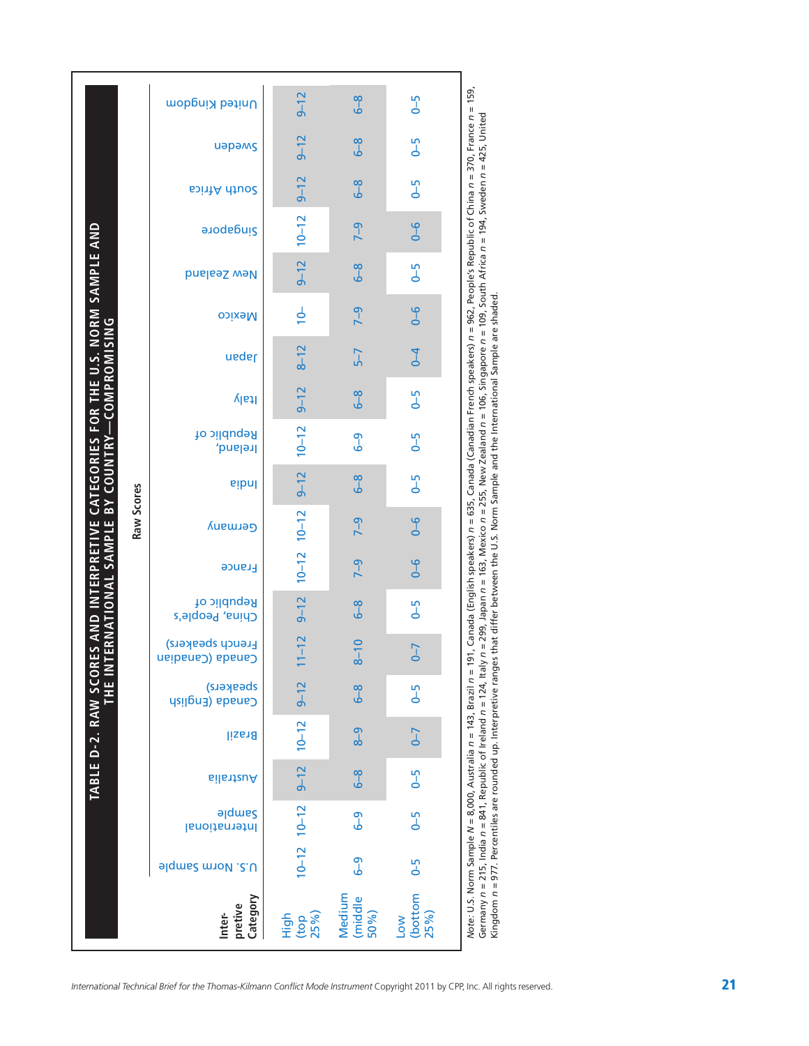## TABLE D-2. RAW SCORES AND INTERPRETIVE CATEGORIES FOR THE U.S. NORM SAMPLE AND THE INTERNATIONAL SAMPLE BY COUNTRY—COMPROMISING

| Interpretive Category | Raw Scores | | | | | | | | | | | | | | | | | | | |
|---|---|---|---|---|---|---|---|---|---|---|---|---|---|---|---|---|---|---|---|---|
| | U.S. Norm Sample | International Sample | Australia | Brazil | Canada (English speakers) | Canada (Canadian French speakers) | China, People's Republic of | France | Germany | India | Ireland, Republic of | Italy | Japan | Mexico | New Zealand | Singapore | South Africa | Sweden | United Kingdom |
| High (top 25%) | 10–12 | 10–12 | 9–12 | 10–12 | 9–12 | 11–12 | 9–12 | 10–12 | 10–12 | 9–12 | 10–12 | 9–12 | 8–12 | 10– | 9–12 | 10–12 | 9–12 | 9–12 | 9–12 |
| Medium (middle 50%) | 6–9 | 6–9 | 6–8 | 8–9 | 6–8 | 8–10 | 6–8 | 7–9 | 7–9 | 6–8 | 6–9 | 6–8 | 5–7 | 7–9 | 6–8 | 7–9 | 6–8 | 6–8 | 6–8 |
| Low (bottom 25%) | 0–5 | 0–5 | 0–5 | 0–7 | 0–5 | 0–7 | 0–5 | 0–6 | 0–6 | 0–5 | 0–5 | 0–5 | 0–4 | 0–6 | 0–5 | 0–6 | 0–5 | 0–5 | 0–5 |

*Note*: U.S. Norm Sample $N$ = 8,000, Australia $n$ = 143, Brazil $n$ = 191, Canada (English speakers) $n$ = 635, Canada (Canadian French speakers) $n$ = 962, People's Republic of China $n$ = 370, France $n$ = 159, Germany $n$ = 215, India $n$ = 841, Republic of Ireland $n$ = 124, Italy $n$ = 299, Japan $n$ = 163, Mexico $n$ = 255, New Zealand $n$ = 106, Singapore $n$ = 109, South Africa $n$ = 194, Sweden $n$ = 425, United Kingdom $n$ = 977. Percentiles are rounded up. Interpretive ranges that differ between the U.S. Norm Sample and the International Sample are shaded.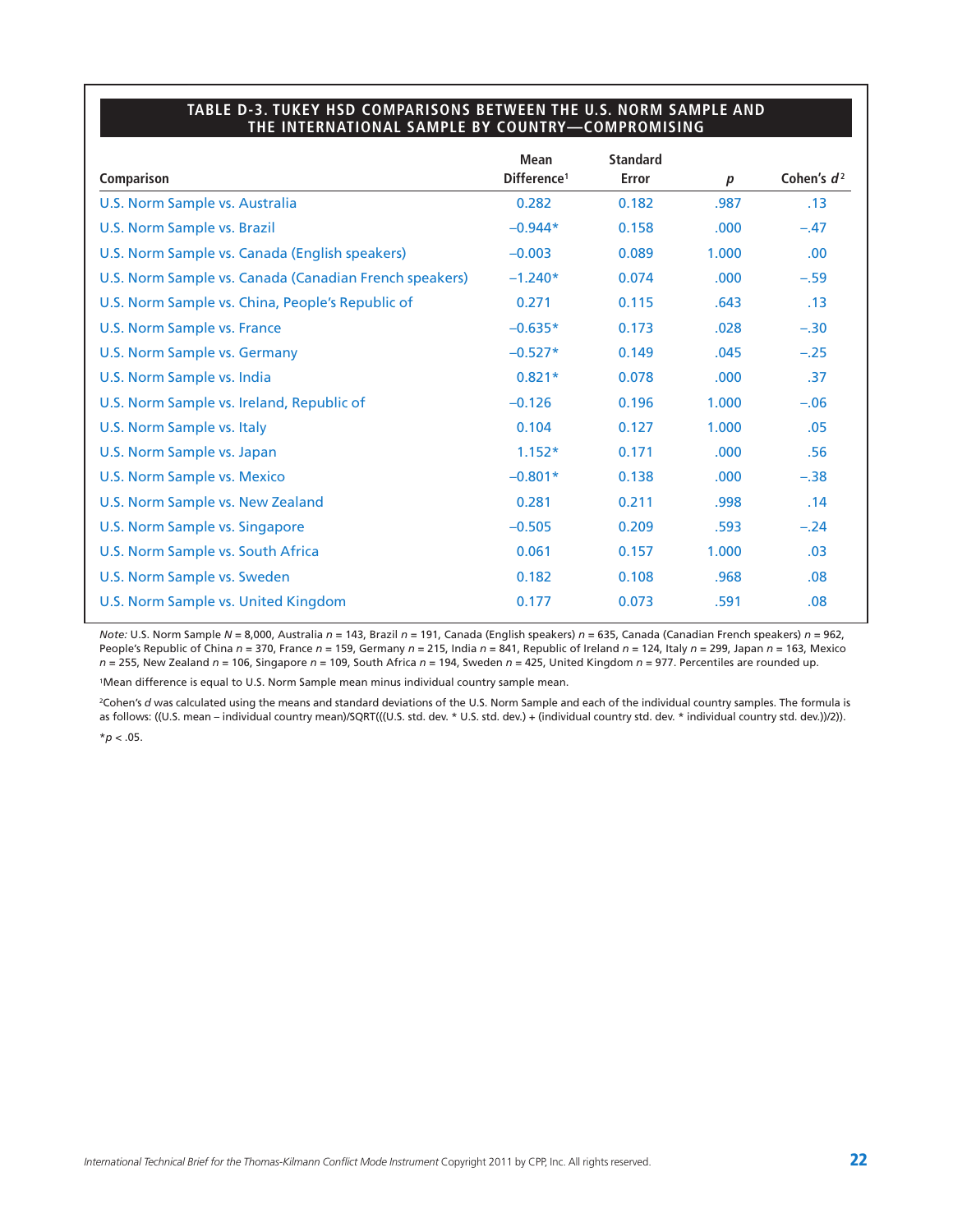### TABLE D-3. TUKEY HSD COMPARISONS BETWEEN THE U.S. NORM SAMPLE AND THE INTERNATIONAL SAMPLE BY COUNTRY—COMPROMISING

| Comparison | Mean Difference[1] | Standard Error | *p* | Cohen's *d*[2] |
|---|---|---|---|---|
| U.S. Norm Sample vs. Australia | 0.282 | 0.182 | .987 | .13 |
| U.S. Norm Sample vs. Brazil | −0.944* | 0.158 | .000 | −.47 |
| U.S. Norm Sample vs. Canada (English speakers) | −0.003 | 0.089 | 1.000 | .00 |
| U.S. Norm Sample vs. Canada (Canadian French speakers) | −1.240* | 0.074 | .000 | −.59 |
| U.S. Norm Sample vs. China, People's Republic of | 0.271 | 0.115 | .643 | .13 |
| U.S. Norm Sample vs. France | −0.635* | 0.173 | .028 | −.30 |
| U.S. Norm Sample vs. Germany | −0.527* | 0.149 | .045 | −.25 |
| U.S. Norm Sample vs. India | 0.821* | 0.078 | .000 | .37 |
| U.S. Norm Sample vs. Ireland, Republic of | −0.126 | 0.196 | 1.000 | −.06 |
| U.S. Norm Sample vs. Italy | 0.104 | 0.127 | 1.000 | .05 |
| U.S. Norm Sample vs. Japan | 1.152* | 0.171 | .000 | .56 |
| U.S. Norm Sample vs. Mexico | −0.801* | 0.138 | .000 | −.38 |
| U.S. Norm Sample vs. New Zealand | 0.281 | 0.211 | .998 | .14 |
| U.S. Norm Sample vs. Singapore | −0.505 | 0.209 | .593 | −.24 |
| U.S. Norm Sample vs. South Africa | 0.061 | 0.157 | 1.000 | .03 |
| U.S. Norm Sample vs. Sweden | 0.182 | 0.108 | .968 | .08 |
| U.S. Norm Sample vs. United Kingdom | 0.177 | 0.073 | .591 | .08 |

*Note:* U.S. Norm Sample *N* = 8,000, Australia *n* = 143, Brazil *n* = 191, Canada (English speakers) *n* = 635, Canada (Canadian French speakers) *n* = 962, People's Republic of China *n* = 370, France *n* = 159, Germany *n* = 215, India *n* = 841, Republic of Ireland *n* = 124, Italy *n* = 299, Japan *n* = 163, Mexico *n* = 255, New Zealand *n* = 106, Singapore *n* = 109, South Africa *n* = 194, Sweden *n* = 425, United Kingdom *n* = 977. Percentiles are rounded up.

[1]Mean difference is equal to U.S. Norm Sample mean minus individual country sample mean.

[2]Cohen's *d* was calculated using the means and standard deviations of the U.S. Norm Sample and each of the individual country samples. The formula is as follows: ((U.S. mean – individual country mean)/SQRT(((U.S. std. dev. * U.S. std. dev.) + (individual country std. dev. * individual country std. dev.))/2)).

*$p < .05$.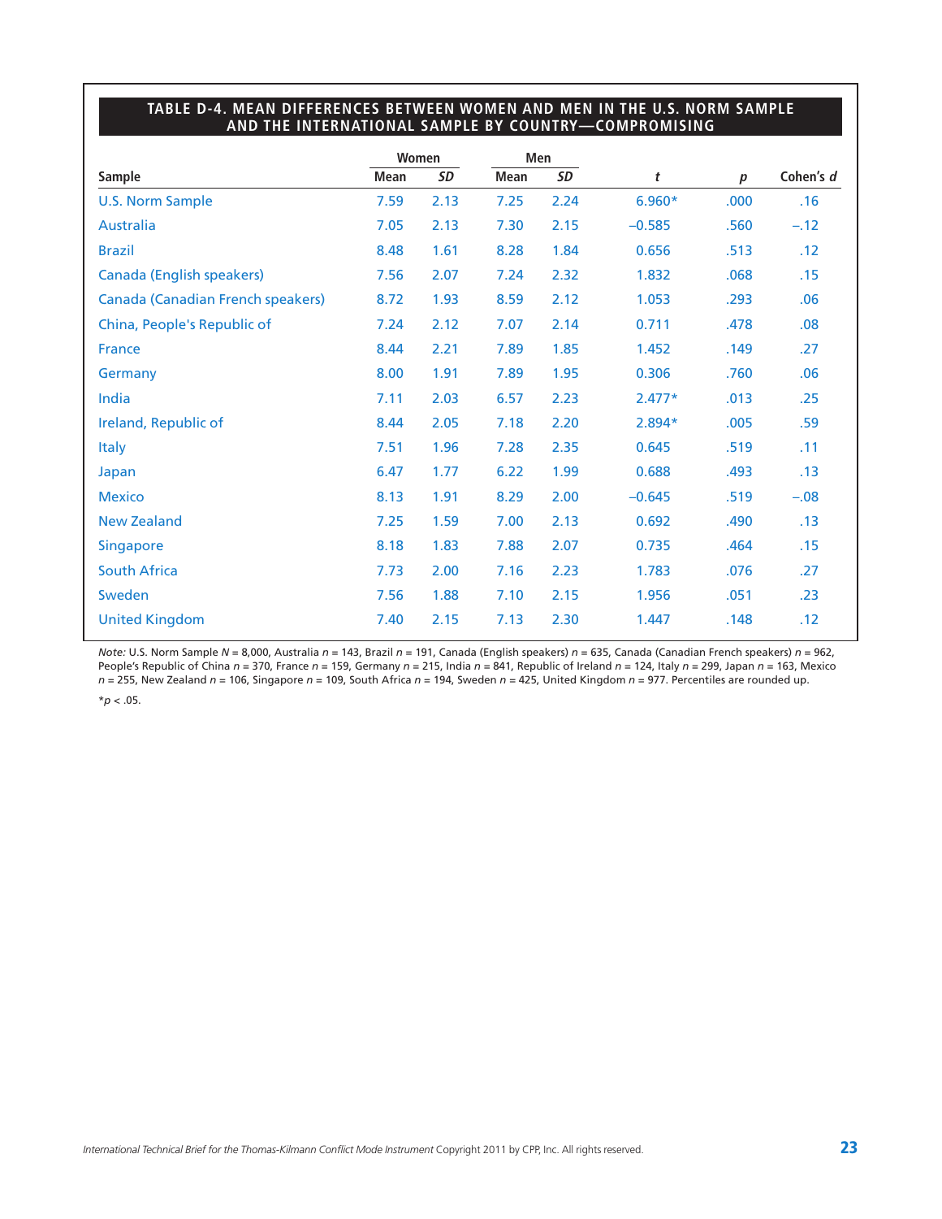## TABLE D-4. MEAN DIFFERENCES BETWEEN WOMEN AND MEN IN THE U.S. NORM SAMPLE AND THE INTERNATIONAL SAMPLE BY COUNTRY—COMPROMISING

| Sample | Women | | Men | | | | |
|---|---|---|---|---|---|---|---|
| | Mean | *SD* | Mean | *SD* | *t* | *p* | Cohen's *d* |
| U.S. Norm Sample | 7.59 | 2.13 | 7.25 | 2.24 | 6.960* | .000 | .16 |
| Australia | 7.05 | 2.13 | 7.30 | 2.15 | –0.585 | .560 | –.12 |
| Brazil | 8.48 | 1.61 | 8.28 | 1.84 | 0.656 | .513 | .12 |
| Canada (English speakers) | 7.56 | 2.07 | 7.24 | 2.32 | 1.832 | .068 | .15 |
| Canada (Canadian French speakers) | 8.72 | 1.93 | 8.59 | 2.12 | 1.053 | .293 | .06 |
| China, People's Republic of | 7.24 | 2.12 | 7.07 | 2.14 | 0.711 | .478 | .08 |
| France | 8.44 | 2.21 | 7.89 | 1.85 | 1.452 | .149 | .27 |
| Germany | 8.00 | 1.91 | 7.89 | 1.95 | 0.306 | .760 | .06 |
| India | 7.11 | 2.03 | 6.57 | 2.23 | 2.477* | .013 | .25 |
| Ireland, Republic of | 8.44 | 2.05 | 7.18 | 2.20 | 2.894* | .005 | .59 |
| Italy | 7.51 | 1.96 | 7.28 | 2.35 | 0.645 | .519 | .11 |
| Japan | 6.47 | 1.77 | 6.22 | 1.99 | 0.688 | .493 | .13 |
| Mexico | 8.13 | 1.91 | 8.29 | 2.00 | –0.645 | .519 | –.08 |
| New Zealand | 7.25 | 1.59 | 7.00 | 2.13 | 0.692 | .490 | .13 |
| Singapore | 8.18 | 1.83 | 7.88 | 2.07 | 0.735 | .464 | .15 |
| South Africa | 7.73 | 2.00 | 7.16 | 2.23 | 1.783 | .076 | .27 |
| Sweden | 7.56 | 1.88 | 7.10 | 2.15 | 1.956 | .051 | .23 |
| United Kingdom | 7.40 | 2.15 | 7.13 | 2.30 | 1.447 | .148 | .12 |

*Note:* U.S. Norm Sample $N$ = 8,000, Australia $n$ = 143, Brazil $n$ = 191, Canada (English speakers) $n$ = 635, Canada (Canadian French speakers) $n$ = 962, People's Republic of China $n$ = 370, France $n$ = 159, Germany $n$ = 215, India $n$ = 841, Republic of Ireland $n$ = 124, Italy $n$ = 299, Japan $n$ = 163, Mexico $n$ = 255, New Zealand $n$ = 106, Singapore $n$ = 109, South Africa $n$ = 194, Sweden $n$ = 425, United Kingdom $n$ = 977. Percentiles are rounded up.

*$p < .05$.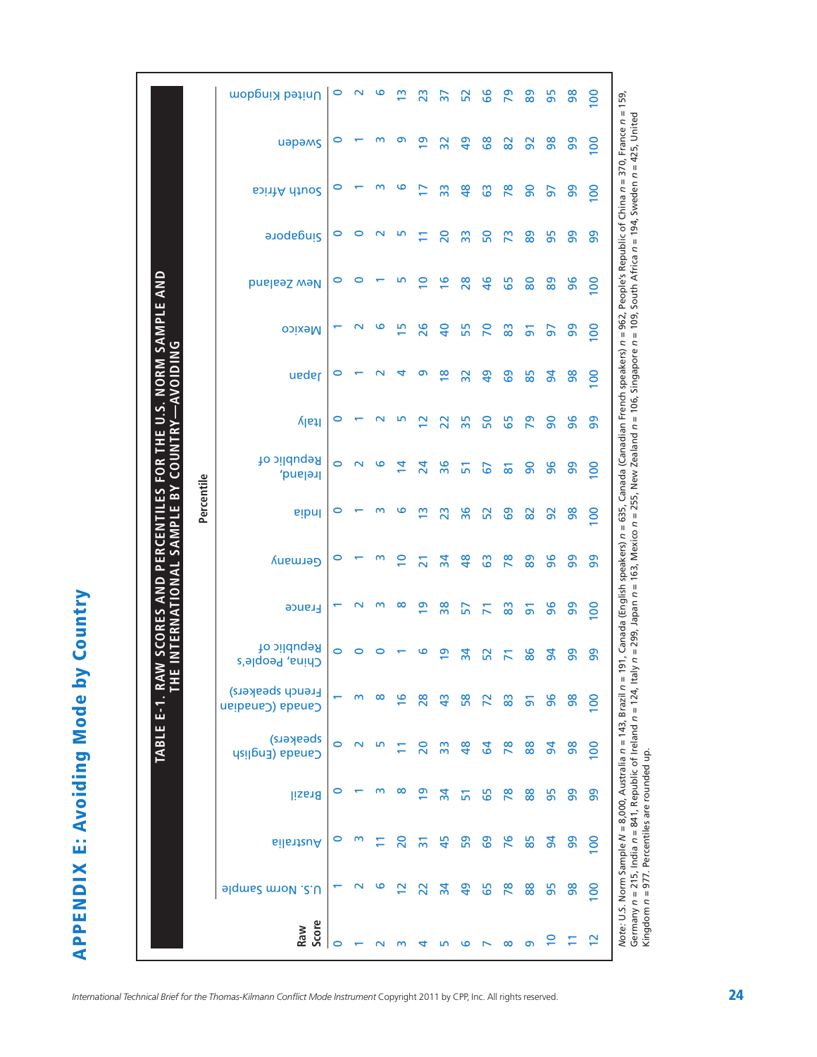# APPENDIX E: Avoiding Mode by Country

**TABLE E-1. RAW SCORES AND PERCENTILES FOR THE U.S. NORM SAMPLE AND THE INTERNATIONAL SAMPLE BY COUNTRY—AVOIDING**

| Raw Score | Percentile | | | | | | | | | | | | | | | | | | |
|---|---|---|---|---|---|---|---|---|---|---|---|---|---|---|---|---|---|---|---|
| | U.S. Norm Sample | Australia | Brazil | Canada (English speakers) | Canada (Canadian French speakers) | China, People's Republic of | France | Germany | India | Ireland, Republic of | Italy | Japan | Mexico | New Zealand | Singapore | South Africa | Sweden | United Kingdom |
| 0 | 1 | 0 | 0 | 0 | 1 | 0 | 1 | 0 | 0 | 0 | 0 | 0 | 1 | 0 | 0 | 0 | 0 | 0 |
| 1 | 2 | 3 | 1 | 2 | 3 | 0 | 2 | 1 | 1 | 2 | 1 | 1 | 2 | 0 | 0 | 1 | 1 | 2 |
| 2 | 6 | 11 | 3 | 5 | 8 | 0 | 3 | 3 | 3 | 6 | 2 | 2 | 6 | 1 | 2 | 3 | 3 | 6 |
| 3 | 12 | 20 | 8 | 11 | 16 | 1 | 8 | 10 | 6 | 14 | 5 | 4 | 15 | 5 | 5 | 6 | 9 | 13 |
| 4 | 22 | 31 | 19 | 20 | 28 | 6 | 19 | 21 | 13 | 24 | 12 | 9 | 26 | 10 | 11 | 17 | 19 | 23 |
| 5 | 34 | 45 | 34 | 33 | 43 | 19 | 38 | 34 | 23 | 36 | 22 | 18 | 40 | 16 | 20 | 33 | 32 | 37 |
| 6 | 49 | 59 | 51 | 48 | 58 | 34 | 57 | 48 | 36 | 51 | 35 | 32 | 55 | 28 | 33 | 48 | 49 | 52 |
| 7 | 65 | 69 | 65 | 64 | 72 | 52 | 71 | 63 | 52 | 67 | 50 | 49 | 70 | 46 | 50 | 63 | 68 | 66 |
| 8 | 78 | 76 | 78 | 78 | 83 | 71 | 83 | 78 | 69 | 81 | 65 | 69 | 83 | 65 | 73 | 78 | 82 | 79 |
| 9 | 88 | 85 | 88 | 88 | 91 | 86 | 91 | 89 | 82 | 90 | 79 | 85 | 91 | 80 | 89 | 90 | 92 | 89 |
| 10 | 95 | 94 | 95 | 94 | 96 | 94 | 96 | 96 | 92 | 96 | 90 | 94 | 97 | 89 | 95 | 97 | 98 | 95 |
| 11 | 98 | 99 | 99 | 98 | 98 | 99 | 99 | 99 | 98 | 99 | 96 | 98 | 99 | 96 | 99 | 99 | 99 | 98 |
| 12 | 100 | 100 | 99 | 100 | 100 | 99 | 100 | 99 | 100 | 100 | 99 | 100 | 100 | 100 | 99 | 100 | 100 | 100 |

*Note:* U.S. Norm Sample $N$ = 8,000, Australia $n$ = 143, Brazil $n$ = 191, Canada (English speakers) $n$ = 635, Canada (Canadian French speakers) $n$ = 962, People's Republic of China $n$ = 370, France $n$ = 159, Germany $n$ = 215, India $n$ = 841, Republic of Ireland $n$ = 124, Italy $n$ = 299, Japan $n$ = 163, Mexico $n$ = 255, New Zealand $n$ = 106, Singapore $n$ = 194, South Africa $n$ = 109, Sweden $n$ = 425, United Kingdom $n$ = 977. Percentiles are rounded up.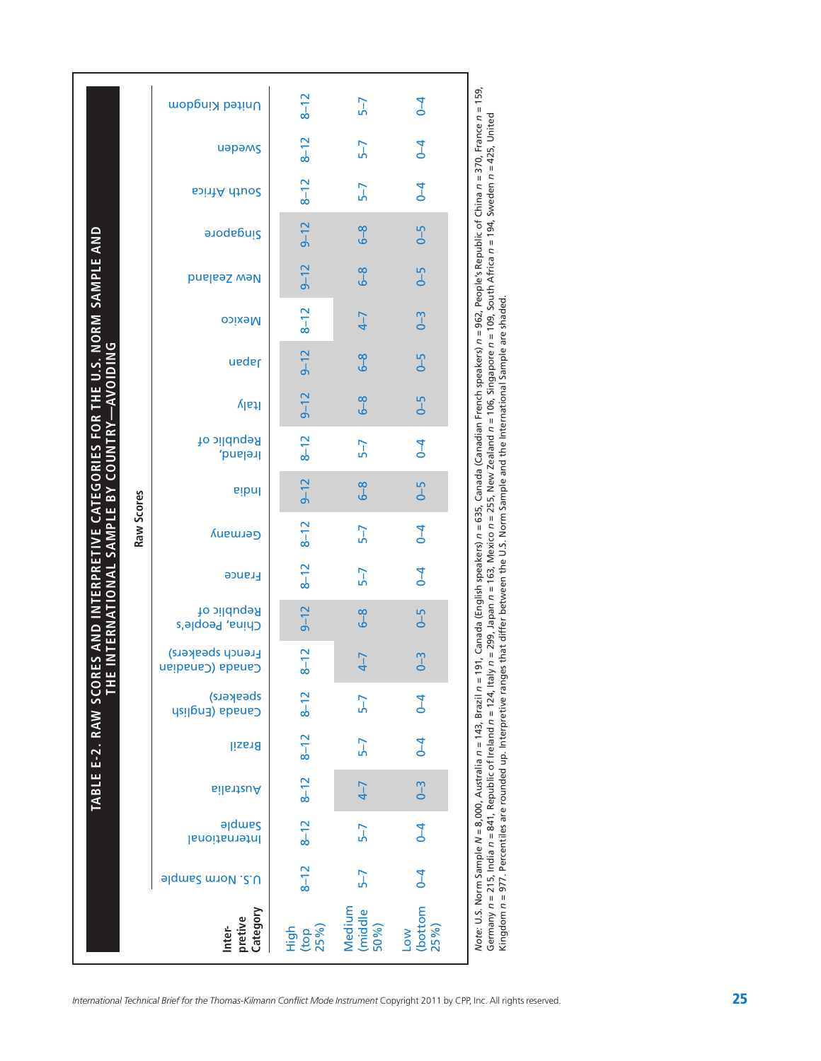## TABLE E-2. RAW SCORES AND INTERPRETIVE CATEGORIES FOR THE U.S. NORM SAMPLE AND THE INTERNATIONAL SAMPLE BY COUNTRY—AVOIDING

| Interpretive Category | Raw Scores | | | | | | | | | | | | | | | | | | |
|---|---|---|---|---|---|---|---|---|---|---|---|---|---|---|---|---|---|---|---|
| | U.S. Norm Sample | International Sample | Australia | Brazil | Canada (English speakers) | Canada (Canadian French speakers) | China, People's Republic of | France | Germany | India | Ireland, Republic of | Italy | Japan | Mexico | New Zealand | Singapore | South Africa | Sweden | United Kingdom |
| High (top 25%) | 8–12 | 8–12 | 8–12 | 8–12 | 8–12 | 8–12 | 9–12 | 8–12 | 8–12 | 9–12 | 8–12 | 9–12 | 9–12 | 8–12 | 9–12 | 9–12 | 8–12 | 8–12 | 8–12 |
| Medium (middle 50%) | 5–7 | 5–7 | 4–7 | 5–7 | 5–7 | 4–7 | 6–8 | 5–7 | 5–7 | 6–8 | 5–7 | 6–8 | 6–8 | 4–7 | 6–8 | 6–8 | 5–7 | 5–7 | 5–7 |
| Low (bottom 25%) | 0–4 | 0–4 | 0–3 | 0–4 | 0–4 | 0–3 | 0–5 | 0–4 | 0–4 | 0–5 | 0–4 | 0–5 | 0–5 | 0–3 | 0–5 | 0–5 | 0–4 | 0–4 | 0–4 |

*Note:* U.S. Norm Sample $N = 8{,}000$, Australia $n = 143$, Brazil $n = 191$, Canada (English speakers) $n = 635$, Canada (Canadian French speakers) $n = 370$, France $n = 159$, Germany $n = 215$, India $n = 841$, Republic of Ireland $n = 124$, Italy $n = 299$, Japan $n = 163$, Mexico $n = 255$, New Zealand $n = 106$, Singapore $n = 109$, South Africa $n = 194$, Sweden $n = 425$, United Kingdom $n = 977$. Percentiles are rounded up. Interpretive ranges that differ between the U.S. Norm Sample and the International Sample are shaded.

*International Technical Brief for the Thomas-Kilmann Conflict Mode Instrument* Copyright 2011 by CPP, Inc. All rights reserved.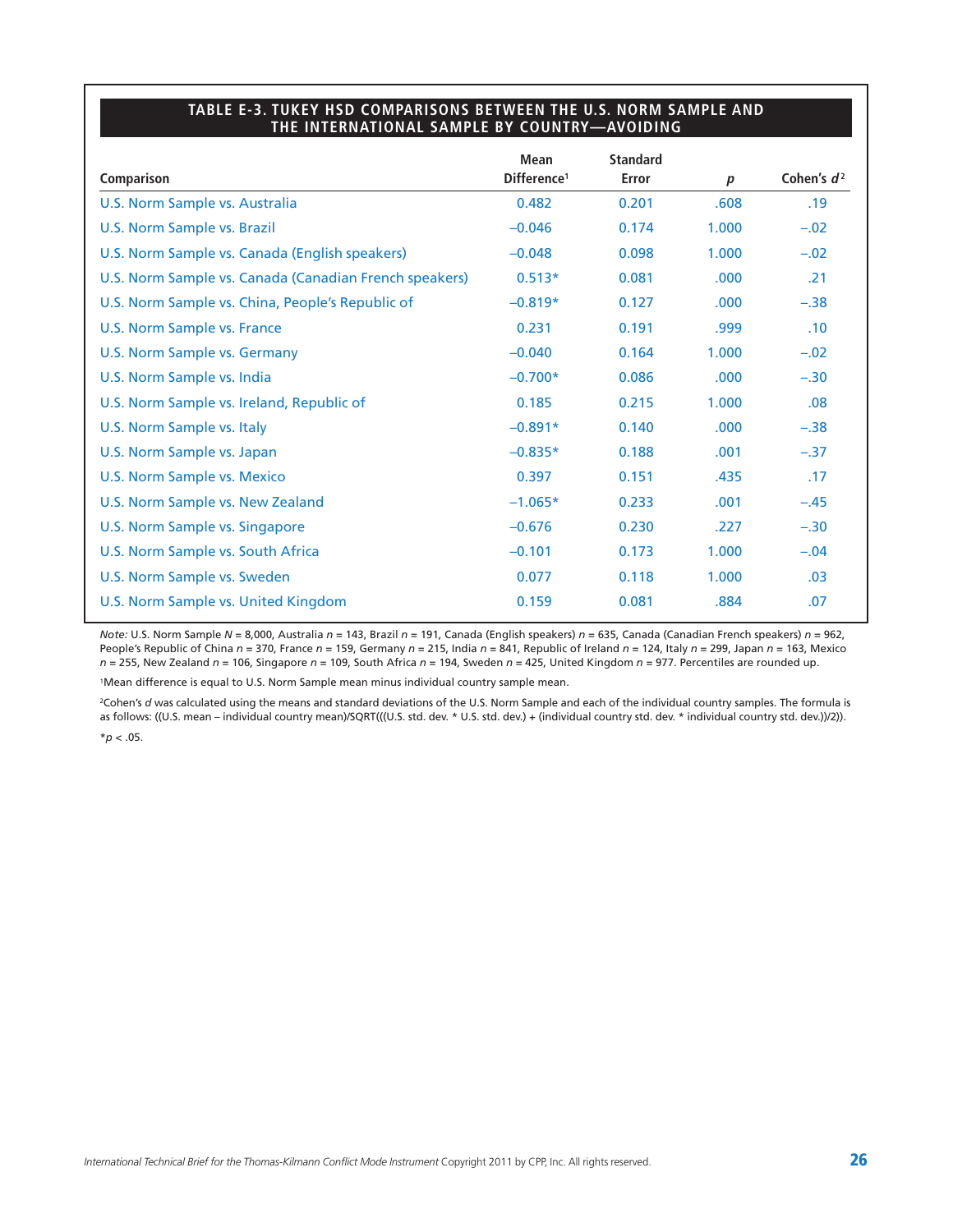## TABLE E-3. TUKEY HSD COMPARISONS BETWEEN THE U.S. NORM SAMPLE AND THE INTERNATIONAL SAMPLE BY COUNTRY—AVOIDING

| Comparison | Mean Difference[1] | Standard Error | *p* | Cohen's *d*[2] |
|---|---|---|---|---|
| U.S. Norm Sample vs. Australia | 0.482 | 0.201 | .608 | .19 |
| U.S. Norm Sample vs. Brazil | −0.046 | 0.174 | 1.000 | −.02 |
| U.S. Norm Sample vs. Canada (English speakers) | −0.048 | 0.098 | 1.000 | −.02 |
| U.S. Norm Sample vs. Canada (Canadian French speakers) | 0.513* | 0.081 | .000 | .21 |
| U.S. Norm Sample vs. China, People's Republic of | −0.819* | 0.127 | .000 | −.38 |
| U.S. Norm Sample vs. France | 0.231 | 0.191 | .999 | .10 |
| U.S. Norm Sample vs. Germany | −0.040 | 0.164 | 1.000 | −.02 |
| U.S. Norm Sample vs. India | −0.700* | 0.086 | .000 | −.30 |
| U.S. Norm Sample vs. Ireland, Republic of | 0.185 | 0.215 | 1.000 | .08 |
| U.S. Norm Sample vs. Italy | −0.891* | 0.140 | .000 | −.38 |
| U.S. Norm Sample vs. Japan | −0.835* | 0.188 | .001 | −.37 |
| U.S. Norm Sample vs. Mexico | 0.397 | 0.151 | .435 | .17 |
| U.S. Norm Sample vs. New Zealand | −1.065* | 0.233 | .001 | −.45 |
| U.S. Norm Sample vs. Singapore | −0.676 | 0.230 | .227 | −.30 |
| U.S. Norm Sample vs. South Africa | −0.101 | 0.173 | 1.000 | −.04 |
| U.S. Norm Sample vs. Sweden | 0.077 | 0.118 | 1.000 | .03 |
| U.S. Norm Sample vs. United Kingdom | 0.159 | 0.081 | .884 | .07 |

*Note:* U.S. Norm Sample *N* = 8,000, Australia *n* = 143, Brazil *n* = 191, Canada (English speakers) *n* = 635, Canada (Canadian French speakers) *n* = 962, People's Republic of China *n* = 370, France *n* = 159, Germany *n* = 215, India *n* = 841, Republic of Ireland *n* = 124, Italy *n* = 299, Japan *n* = 163, Mexico *n* = 255, New Zealand *n* = 106, Singapore *n* = 109, South Africa *n* = 194, Sweden *n* = 425, United Kingdom *n* = 977. Percentiles are rounded up.

[1]Mean difference is equal to U.S. Norm Sample mean minus individual country sample mean.

[2]Cohen's *d* was calculated using the means and standard deviations of the U.S. Norm Sample and each of the individual country samples. The formula is as follows: ((U.S. mean – individual country mean)/SQRT(((U.S. std. dev. * U.S. std. dev.) + (individual country std. dev. * individual country std. dev.))/2)).

**p* < .05.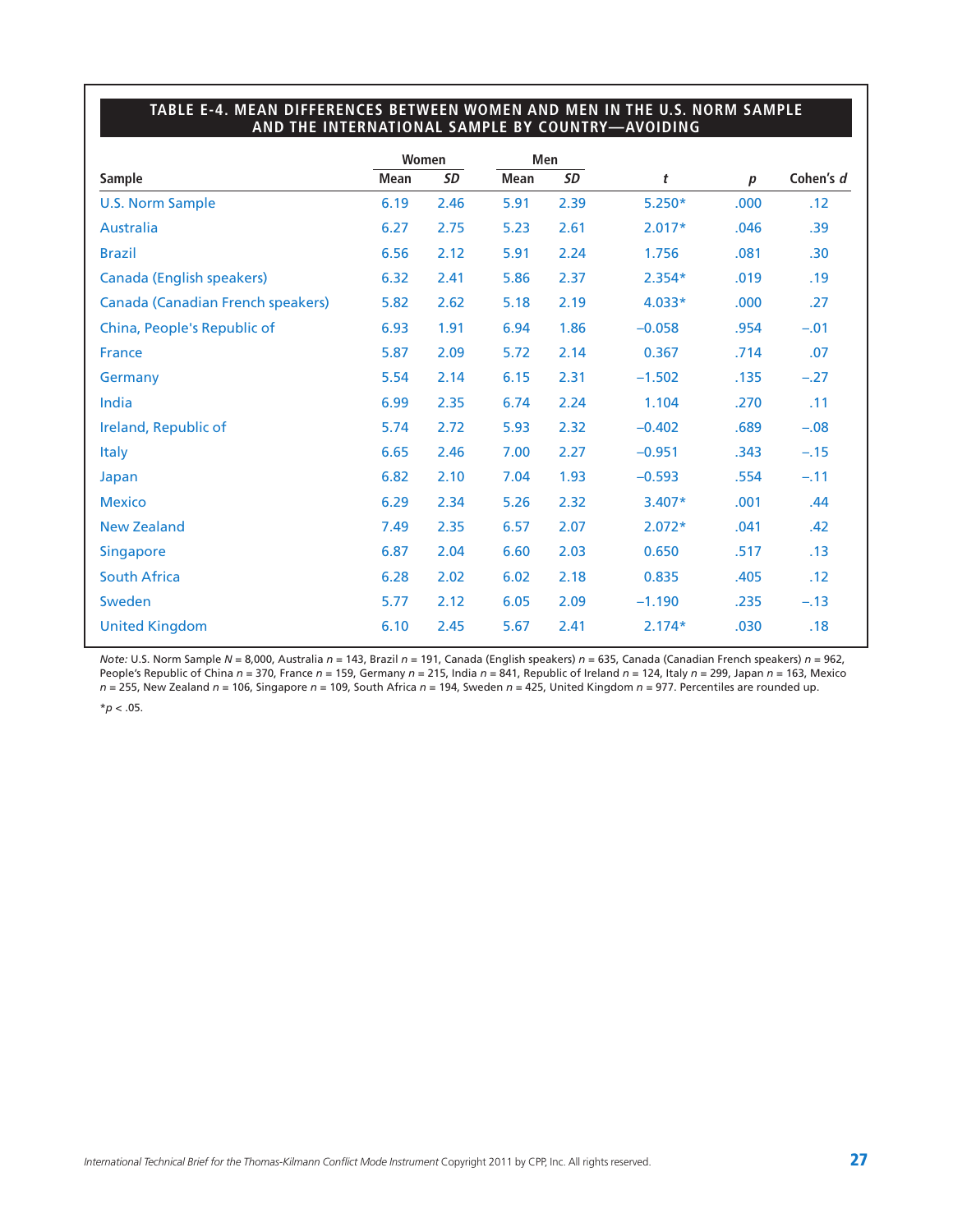## TABLE E-4. MEAN DIFFERENCES BETWEEN WOMEN AND MEN IN THE U.S. NORM SAMPLE AND THE INTERNATIONAL SAMPLE BY COUNTRY—AVOIDING

| | Women | | Men | | | | |
|---|---|---|---|---|---|---|---|
| Sample | Mean | *SD* | Mean | *SD* | *t* | *p* | Cohen's *d* |
| U.S. Norm Sample | 6.19 | 2.46 | 5.91 | 2.39 | 5.250* | .000 | .12 |
| Australia | 6.27 | 2.75 | 5.23 | 2.61 | 2.017* | .046 | .39 |
| Brazil | 6.56 | 2.12 | 5.91 | 2.24 | 1.756 | .081 | .30 |
| Canada (English speakers) | 6.32 | 2.41 | 5.86 | 2.37 | 2.354* | .019 | .19 |
| Canada (Canadian French speakers) | 5.82 | 2.62 | 5.18 | 2.19 | 4.033* | .000 | .27 |
| China, People's Republic of | 6.93 | 1.91 | 6.94 | 1.86 | −0.058 | .954 | −.01 |
| France | 5.87 | 2.09 | 5.72 | 2.14 | 0.367 | .714 | .07 |
| Germany | 5.54 | 2.14 | 6.15 | 2.31 | −1.502 | .135 | −.27 |
| India | 6.99 | 2.35 | 6.74 | 2.24 | 1.104 | .270 | .11 |
| Ireland, Republic of | 5.74 | 2.72 | 5.93 | 2.32 | −0.402 | .689 | −.08 |
| Italy | 6.65 | 2.46 | 7.00 | 2.27 | −0.951 | .343 | −.15 |
| Japan | 6.82 | 2.10 | 7.04 | 1.93 | −0.593 | .554 | −.11 |
| Mexico | 6.29 | 2.34 | 5.26 | 2.32 | 3.407* | .001 | .44 |
| New Zealand | 7.49 | 2.35 | 6.57 | 2.07 | 2.072* | .041 | .42 |
| Singapore | 6.87 | 2.04 | 6.60 | 2.03 | 0.650 | .517 | .13 |
| South Africa | 6.28 | 2.02 | 6.02 | 2.18 | 0.835 | .405 | .12 |
| Sweden | 5.77 | 2.12 | 6.05 | 2.09 | −1.190 | .235 | −.13 |
| United Kingdom | 6.10 | 2.45 | 5.67 | 2.41 | 2.174* | .030 | .18 |

*Note:* U.S. Norm Sample *N* = 8,000, Australia *n* = 143, Brazil *n* = 191, Canada (English speakers) *n* = 635, Canada (Canadian French speakers) *n* = 962, People's Republic of China *n* = 370, France *n* = 159, Germany *n* = 215, India *n* = 841, Republic of Ireland *n* = 124, Italy *n* = 299, Japan *n* = 163, Mexico *n* = 255, New Zealand *n* = 106, Singapore *n* = 109, South Africa *n* = 194, Sweden *n* = 425, United Kingdom *n* = 977. Percentiles are rounded up.

*$p < .05$.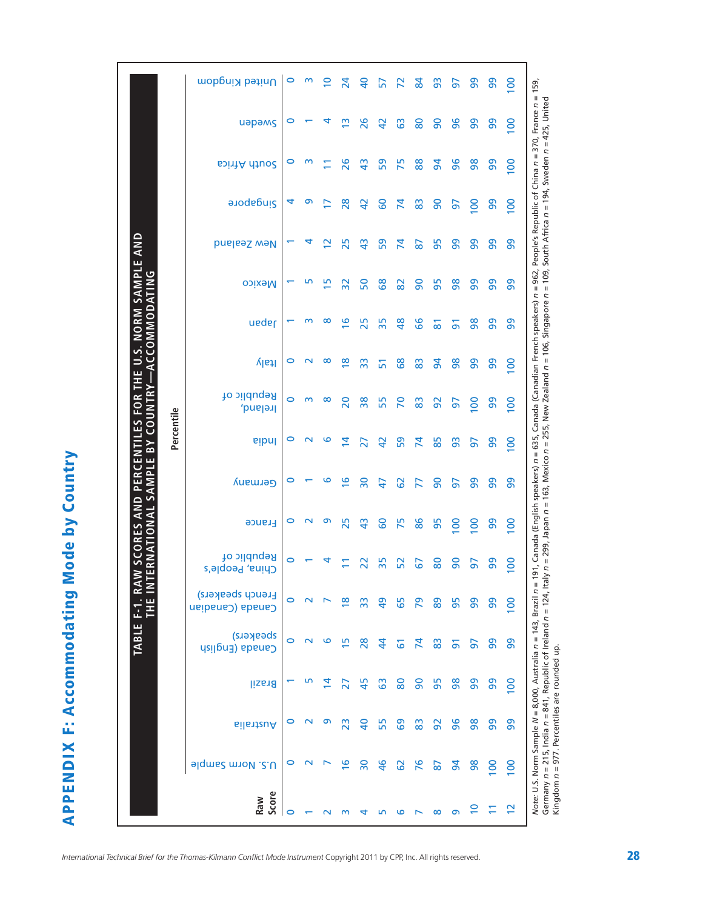# APPENDIX F: Accommodating Mode by Country

**TABLE F-1. RAW SCORES AND PERCENTILES FOR THE U.S. NORM SAMPLE AND THE INTERNATIONAL SAMPLE BY COUNTRY—ACCOMMODATING**

| Raw Score | Percentile | | | | | | | | | | | | | | | | | |
|---|---|---|---|---|---|---|---|---|---|---|---|---|---|---|---|---|---|---|
| | U.S. Norm Sample | Australia | Brazil | Canada (English speakers) | Canada (Canadian French speakers) | China, People's Republic of | France | Germany | India | Ireland, Republic of | Italy | Japan | Mexico | New Zealand | Singapore | South Africa | Sweden | United Kingdom |
| 0 | 0 | 0 | 1 | 0 | 0 | 0 | 0 | 0 | 0 | 0 | 0 | 1 | 1 | 1 | 4 | 0 | 0 | 0 |
| 1 | 2 | 2 | 5 | 2 | 2 | 1 | 2 | 1 | 2 | 3 | 2 | 3 | 5 | 4 | 9 | 3 | 1 | 3 |
| 2 | 7 | 9 | 14 | 6 | 7 | 4 | 9 | 6 | 6 | 8 | 8 | 8 | 15 | 12 | 17 | 11 | 4 | 10 |
| 3 | 16 | 23 | 27 | 15 | 18 | 11 | 25 | 16 | 14 | 20 | 18 | 16 | 32 | 25 | 28 | 26 | 13 | 24 |
| 4 | 30 | 40 | 45 | 28 | 33 | 22 | 43 | 30 | 27 | 38 | 33 | 25 | 50 | 43 | 42 | 43 | 26 | 40 |
| 5 | 46 | 55 | 63 | 44 | 49 | 35 | 60 | 47 | 42 | 55 | 51 | 35 | 68 | 59 | 60 | 59 | 42 | 57 |
| 6 | 62 | 69 | 80 | 61 | 65 | 52 | 75 | 62 | 59 | 70 | 68 | 48 | 82 | 74 | 74 | 75 | 63 | 72 |
| 7 | 76 | 83 | 90 | 74 | 79 | 67 | 86 | 77 | 74 | 83 | 83 | 66 | 90 | 87 | 83 | 88 | 80 | 84 |
| 8 | 87 | 92 | 95 | 83 | 89 | 80 | 95 | 90 | 85 | 92 | 94 | 81 | 95 | 95 | 90 | 94 | 90 | 93 |
| 9 | 94 | 96 | 98 | 91 | 95 | 90 | 100 | 97 | 93 | 97 | 98 | 91 | 98 | 99 | 97 | 96 | 96 | 97 |
| 10 | 98 | 98 | 99 | 97 | 99 | 97 | 100 | 99 | 97 | 100 | 99 | 98 | 99 | 99 | 100 | 98 | 99 | 99 |
| 11 | 100 | 99 | 99 | 99 | 99 | 99 | 99 | 99 | 99 | 99 | 99 | 99 | 99 | 99 | 99 | 99 | 99 | 99 |
| 12 | 100 | 99 | 100 | 99 | 100 | 100 | 100 | 99 | 100 | 100 | 100 | 99 | 99 | 99 | 100 | 100 | 100 | 100 |

*Note:* U.S. Norm Sample $N$ = 8,000, Australia $n$ = 143, Brazil $n$ = 191, Canada (English speakers) $n$ = 635, Canada (Canadian French speakers) $n$ = 962, People's Republic of China $n$ = 370, France $n$ = 159, Germany $n$ = 215, India $n$ = 841, Republic of Ireland $n$ = 124, Italy $n$ = 299, Japan $n$ = 163, Mexico $n$ = 255, New Zealand $n$ = 106, Singapore $n$ = 109, South Africa $n$ = 194, Sweden $n$ = 425, United Kingdom $n$ = 977. Percentiles are rounded up.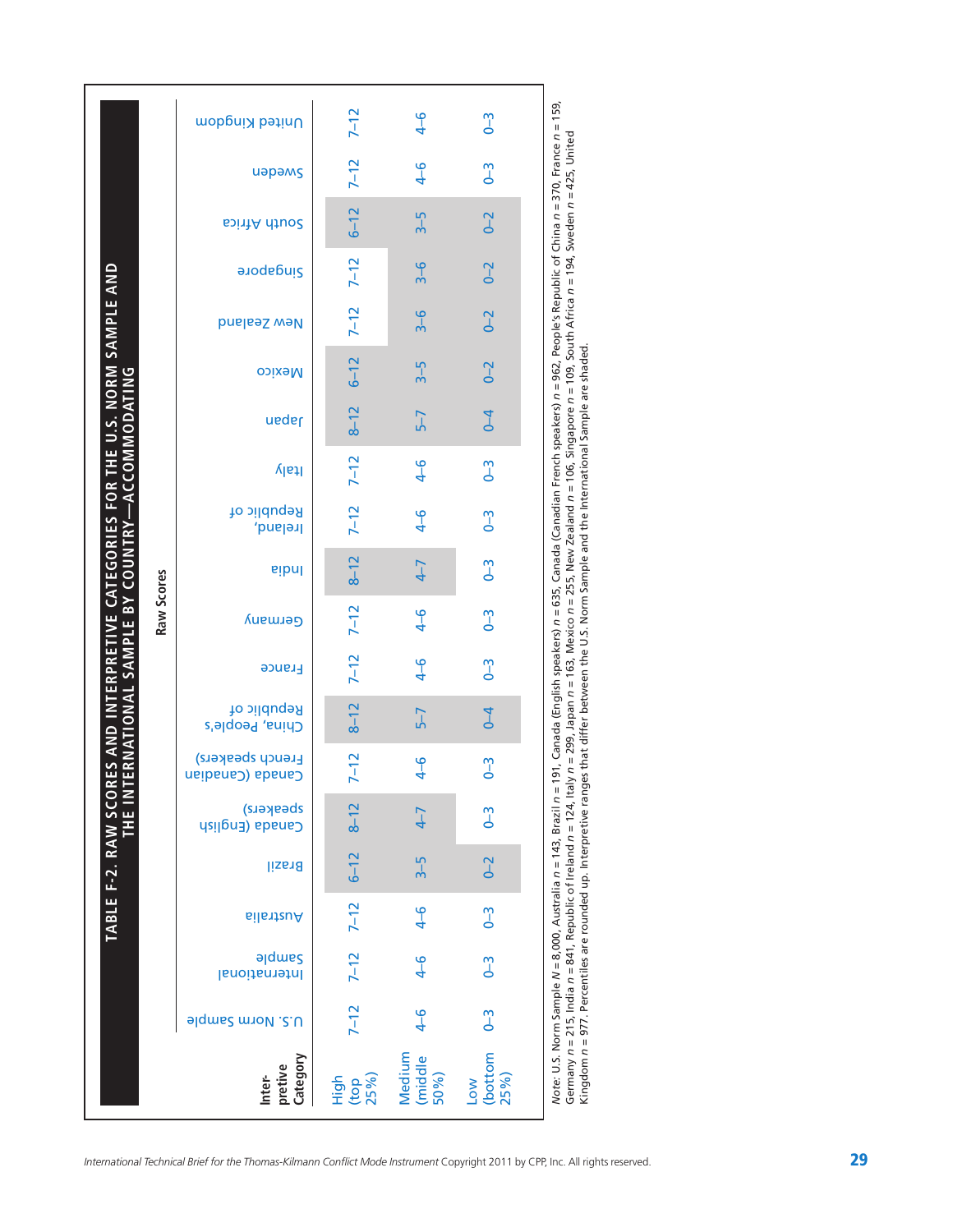## TABLE F-2. RAW SCORES AND INTERPRETIVE CATEGORIES FOR THE U.S. NORM SAMPLE AND THE INTERNATIONAL SAMPLE BY COUNTRY—ACCOMMODATING

| Interpretive Category | U.S. Norm Sample | International Sample | Australia | Brazil | Canada (English speakers) | Canada (Canadian French speakers) | China, People's Republic of | France | Germany | India | Ireland, Republic of | Italy | Japan | Mexico | New Zealand | Singapore | South Africa | Sweden | United Kingdom |
|---|---|---|---|---|---|---|---|---|---|---|---|---|---|---|---|---|---|---|---|
| High (top 25%) | 7–12 | 7–12 | 7–12 | 6–12 | 8–12 | 7–12 | 8–12 | 7–12 | 7–12 | 8–12 | 7–12 | 7–12 | 8–12 | 6–12 | 7–12 | 7–12 | 6–12 | 7–12 | 7–12 |
| Medium (middle 50%) | 4–6 | 4–6 | 4–6 | 3–5 | 4–7 | 4–6 | 5–7 | 4–6 | 4–6 | 4–7 | 4–6 | 4–6 | 5–7 | 3–5 | 3–6 | 3–6 | 3–5 | 4–6 | 4–6 |
| Low (bottom 25%) | 0–3 | 0–3 | 0–3 | 0–2 | 0–3 | 0–3 | 0–4 | 0–3 | 0–3 | 0–3 | 0–3 | 0–3 | 0–4 | 0–2 | 0–2 | 0–2 | 0–2 | 0–3 | 0–3 |

*Note:* U.S. Norm Sample $N$ = 8,000, Australia $n$ = 143, Brazil $n$ = 191, Canada (English speakers) $n$ = 635, Canada (Canadian French speakers) $n$ = 962, People's Republic of China $n$ = 370, France $n$ = 159, Germany $n$ = 215, India $n$ = 841, Republic of Ireland $n$ = 124, Italy $n$ = 299, Japan $n$ = 163, Mexico $n$ = 255, New Zealand $n$ = 106, Singapore $n$ = 109, South Africa $n$ = 194, Sweden $n$ = 425, United Kingdom $n$ = 977. Percentiles are rounded up. Interpretive ranges that differ between the U.S. Norm Sample and the International Sample are shaded.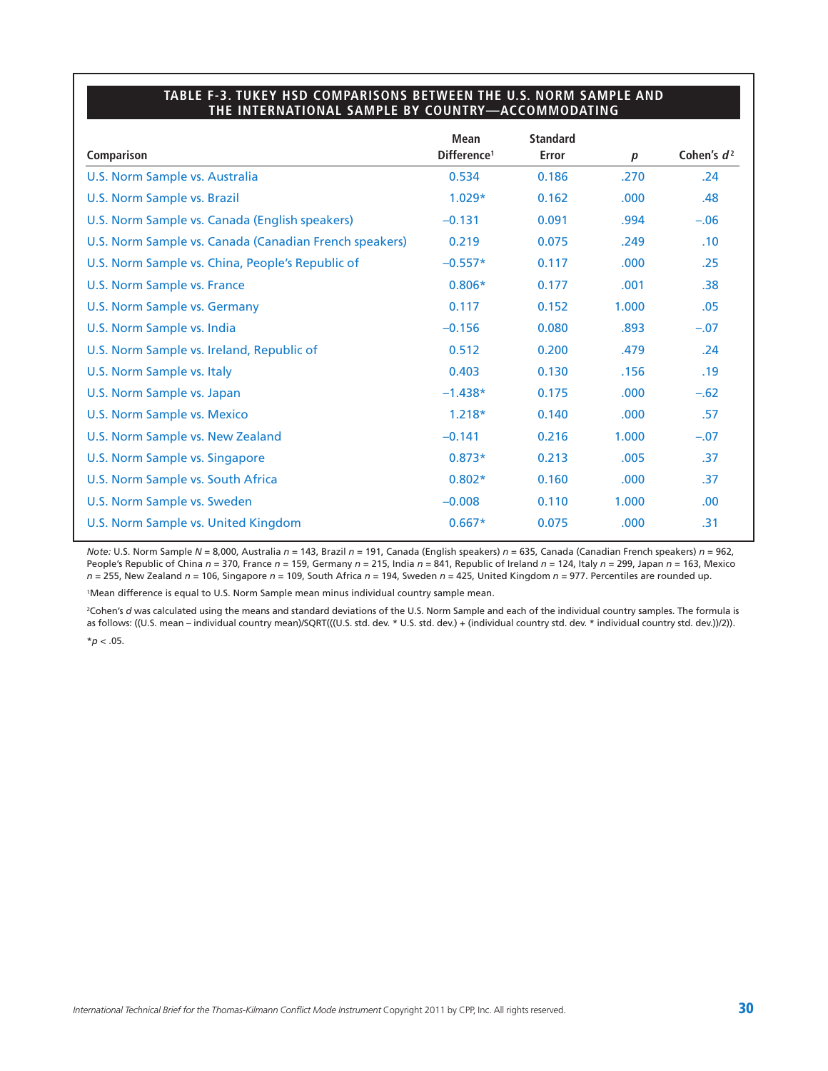## TABLE F-3. TUKEY HSD COMPARISONS BETWEEN THE U.S. NORM SAMPLE AND THE INTERNATIONAL SAMPLE BY COUNTRY—ACCOMMODATING

| Comparison | Mean Difference[1] | Standard Error | *p* | Cohen's *d*[2] |
|---|---|---|---|---|
| U.S. Norm Sample vs. Australia | 0.534 | 0.186 | .270 | .24 |
| U.S. Norm Sample vs. Brazil | 1.029* | 0.162 | .000 | .48 |
| U.S. Norm Sample vs. Canada (English speakers) | –0.131 | 0.091 | .994 | –.06 |
| U.S. Norm Sample vs. Canada (Canadian French speakers) | 0.219 | 0.075 | .249 | .10 |
| U.S. Norm Sample vs. China, People's Republic of | –0.557* | 0.117 | .000 | .25 |
| U.S. Norm Sample vs. France | 0.806* | 0.177 | .001 | .38 |
| U.S. Norm Sample vs. Germany | 0.117 | 0.152 | 1.000 | .05 |
| U.S. Norm Sample vs. India | –0.156 | 0.080 | .893 | –.07 |
| U.S. Norm Sample vs. Ireland, Republic of | 0.512 | 0.200 | .479 | .24 |
| U.S. Norm Sample vs. Italy | 0.403 | 0.130 | .156 | .19 |
| U.S. Norm Sample vs. Japan | –1.438* | 0.175 | .000 | –.62 |
| U.S. Norm Sample vs. Mexico | 1.218* | 0.140 | .000 | .57 |
| U.S. Norm Sample vs. New Zealand | –0.141 | 0.216 | 1.000 | –.07 |
| U.S. Norm Sample vs. Singapore | 0.873* | 0.213 | .005 | .37 |
| U.S. Norm Sample vs. South Africa | 0.802* | 0.160 | .000 | .37 |
| U.S. Norm Sample vs. Sweden | –0.008 | 0.110 | 1.000 | .00 |
| U.S. Norm Sample vs. United Kingdom | 0.667* | 0.075 | .000 | .31 |

*Note:* U.S. Norm Sample $N$ = 8,000, Australia $n$ = 143, Brazil $n$ = 191, Canada (English speakers) $n$ = 635, Canada (Canadian French speakers) $n$ = 962, People's Republic of China $n$ = 370, France $n$ = 159, Germany $n$ = 215, India $n$ = 841, Republic of Ireland $n$ = 124, Italy $n$ = 299, Japan $n$ = 163, Mexico $n$ = 255, New Zealand $n$ = 106, Singapore $n$ = 109, South Africa $n$ = 194, Sweden $n$ = 425, United Kingdom $n$ = 977. Percentiles are rounded up.

[1]Mean difference is equal to U.S. Norm Sample mean minus individual country sample mean.

[2]Cohen's *d* was calculated using the means and standard deviations of the U.S. Norm Sample and each of the individual country samples. The formula is as follows: ((U.S. mean – individual country mean)/SQRT(((U.S. std. dev. * U.S. std. dev.) + (individual country std. dev. * individual country std. dev.))/2)).

*$p < .05$.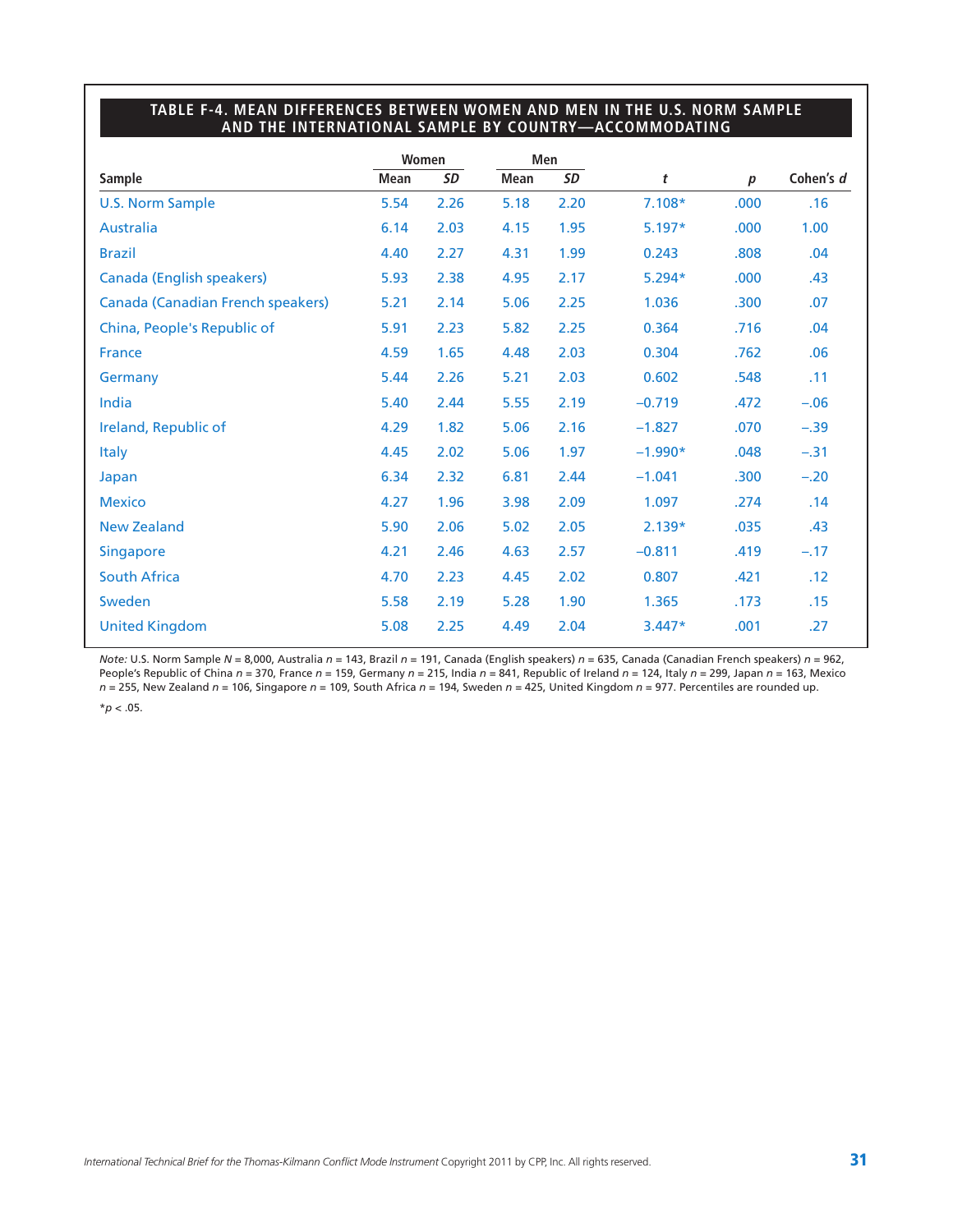**TABLE F-4. MEAN DIFFERENCES BETWEEN WOMEN AND MEN IN THE U.S. NORM SAMPLE AND THE INTERNATIONAL SAMPLE BY COUNTRY—ACCOMMODATING**

| | Women | | Men | | | | |
|---|---|---|---|---|---|---|---|
| Sample | Mean | *SD* | Mean | *SD* | *t* | *p* | Cohen's *d* |
| U.S. Norm Sample | 5.54 | 2.26 | 5.18 | 2.20 | 7.108* | .000 | .16 |
| Australia | 6.14 | 2.03 | 4.15 | 1.95 | 5.197* | .000 | 1.00 |
| Brazil | 4.40 | 2.27 | 4.31 | 1.99 | 0.243 | .808 | .04 |
| Canada (English speakers) | 5.93 | 2.38 | 4.95 | 2.17 | 5.294* | .000 | .43 |
| Canada (Canadian French speakers) | 5.21 | 2.14 | 5.06 | 2.25 | 1.036 | .300 | .07 |
| China, People's Republic of | 5.91 | 2.23 | 5.82 | 2.25 | 0.364 | .716 | .04 |
| France | 4.59 | 1.65 | 4.48 | 2.03 | 0.304 | .762 | .06 |
| Germany | 5.44 | 2.26 | 5.21 | 2.03 | 0.602 | .548 | .11 |
| India | 5.40 | 2.44 | 5.55 | 2.19 | −0.719 | .472 | −.06 |
| Ireland, Republic of | 4.29 | 1.82 | 5.06 | 2.16 | −1.827 | .070 | −.39 |
| Italy | 4.45 | 2.02 | 5.06 | 1.97 | −1.990* | .048 | −.31 |
| Japan | 6.34 | 2.32 | 6.81 | 2.44 | −1.041 | .300 | −.20 |
| Mexico | 4.27 | 1.96 | 3.98 | 2.09 | 1.097 | .274 | .14 |
| New Zealand | 5.90 | 2.06 | 5.02 | 2.05 | 2.139* | .035 | .43 |
| Singapore | 4.21 | 2.46 | 4.63 | 2.57 | −0.811 | .419 | −.17 |
| South Africa | 4.70 | 2.23 | 4.45 | 2.02 | 0.807 | .421 | .12 |
| Sweden | 5.58 | 2.19 | 5.28 | 1.90 | 1.365 | .173 | .15 |
| United Kingdom | 5.08 | 2.25 | 4.49 | 2.04 | 3.447* | .001 | .27 |

*Note:* U.S. Norm Sample *N* = 8,000, Australia *n* = 143, Brazil *n* = 191, Canada (English speakers) *n* = 635, Canada (Canadian French speakers) *n* = 962, People's Republic of China *n* = 370, France *n* = 159, Germany *n* = 215, India *n* = 841, Republic of Ireland *n* = 124, Italy *n* = 299, Japan *n* = 163, Mexico *n* = 255, New Zealand *n* = 106, Singapore *n* = 109, South Africa *n* = 194, Sweden *n* = 425, United Kingdom *n* = 977. Percentiles are rounded up.

*$p < .05$.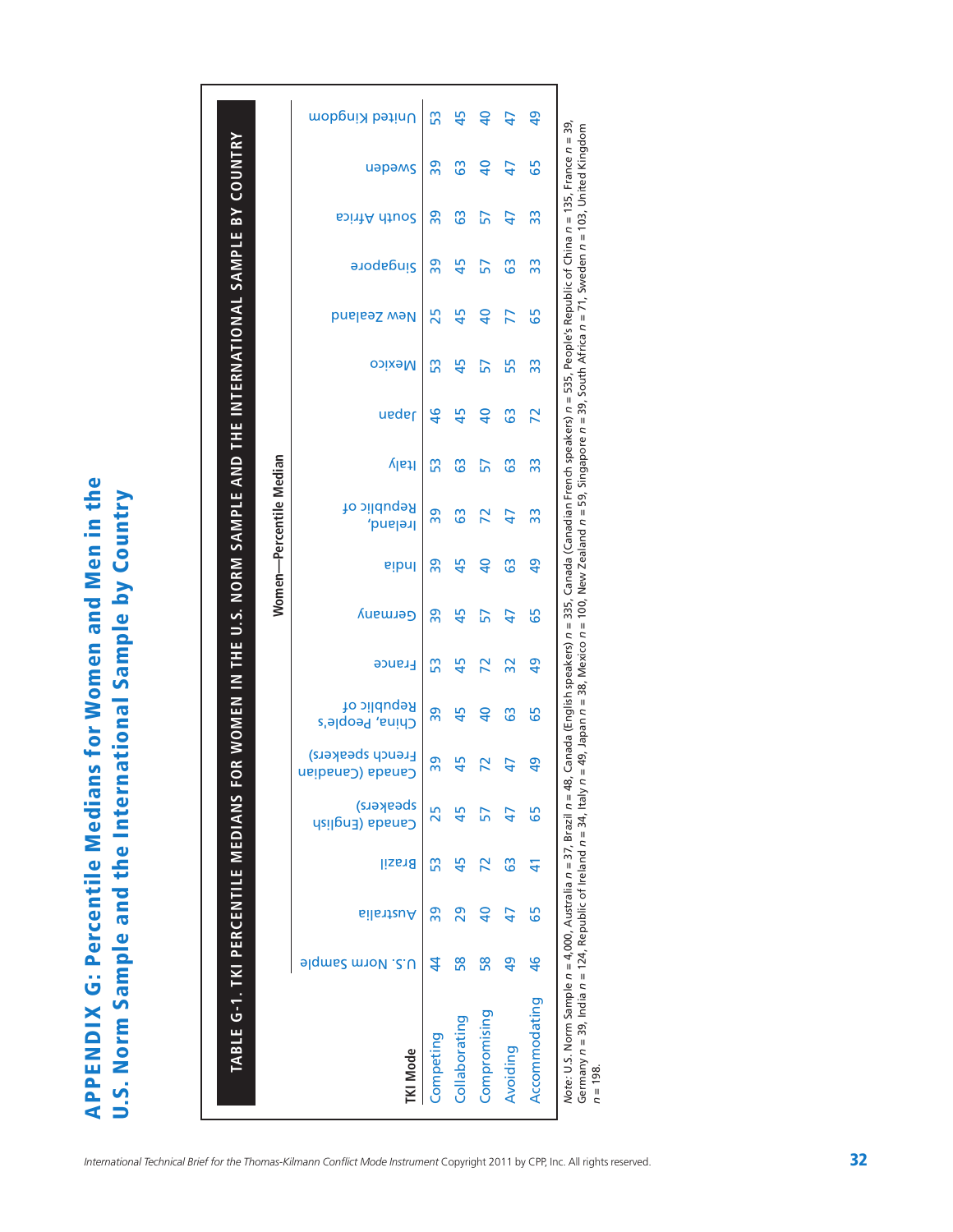# APPENDIX G: Percentile Medians for Women and Men in the U.S. Norm Sample and the International Sample by Country

**TABLE G-1. TKI PERCENTILE MEDIANS FOR WOMEN IN THE U.S. NORM SAMPLE AND THE INTERNATIONAL SAMPLE BY COUNTRY**

| | Women—Percentile Median | | | | | | | | | | | | | | | | |
|---|---|---|---|---|---|---|---|---|---|---|---|---|---|---|---|---|---|
| **TKI Mode** | U.S. Norm Sample | Australia | Brazil | Canada (English speakers) | Canada (Canadian French speakers) | China, People's Republic of | France | Germany | India | Ireland, Republic of | Italy | Japan | Mexico | New Zealand | Singapore | South Africa | Sweden | United Kingdom |
| Competing | 44 | 39 | 53 | 25 | 39 | 39 | 53 | 39 | 39 | 39 | 53 | 46 | 53 | 25 | 39 | 39 | 39 | 53 |
| Collaborating | 58 | 29 | 45 | 45 | 45 | 45 | 45 | 45 | 45 | 63 | 63 | 45 | 45 | 45 | 45 | 63 | 63 | 45 |
| Compromising | 58 | 40 | 72 | 57 | 72 | 40 | 72 | 57 | 40 | 72 | 57 | 40 | 57 | 40 | 57 | 57 | 40 | 40 |
| Avoiding | 49 | 47 | 63 | 47 | 47 | 63 | 32 | 47 | 63 | 47 | 63 | 63 | 55 | 77 | 63 | 47 | 47 | 47 |
| Accommodating | 46 | 65 | 41 | 65 | 49 | 65 | 49 | 65 | 49 | 33 | 33 | 72 | 33 | 65 | 33 | 33 | 65 | 49 |

*Note:* U.S. Norm Sample $n$ = 4,000, Australia $n$ = 37, Brazil $n$ = 48, Canada (English speakers) $n$ = 335, Canada (Canadian French speakers) $n$ = 535, People's Republic of China $n$ = 135, France $n$ = 39, Germany $n$ = 39, India $n$ = 124, Republic of Ireland $n$ = 34, Italy $n$ = 49, Japan $n$ = 38, Mexico $n$ = 100, New Zealand $n$ = 59, Singapore $n$ = 39, South Africa $n$ = 71, Sweden $n$ = 103, United Kingdom $n$ = 198.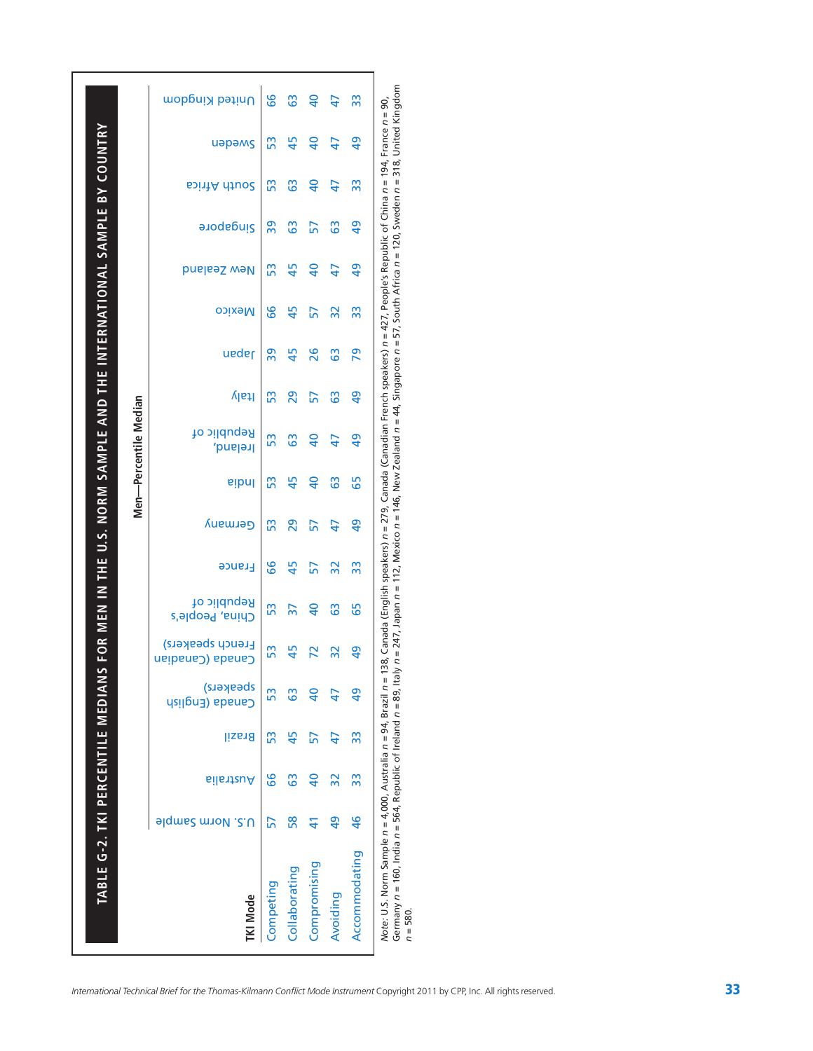## TABLE G-2. TKI PERCENTILE MEDIANS FOR MEN IN THE U.S. NORM SAMPLE AND THE INTERNATIONAL SAMPLE BY COUNTRY

| | Men—Percentile Median | | | | | | | | | | | | | | | | | | |
|---|---|---|---|---|---|---|---|---|---|---|---|---|---|---|---|---|---|---|---|
| **TKI Mode** | U.S. Norm Sample | Australia | Brazil | Canada (English speakers) | Canada (Canadian French speakers) | China, People's Republic of | France | Germany | India | Ireland, Republic of | Italy | Japan | Mexico | New Zealand | Singapore | South Africa | Sweden | United Kingdom |
| Competing | 57 | 66 | 53 | 53 | 53 | 53 | 66 | 53 | 53 | 53 | 53 | 39 | 66 | 53 | 39 | 53 | 53 | 66 |
| Collaborating | 58 | 63 | 45 | 63 | 45 | 37 | 45 | 29 | 45 | 63 | 29 | 45 | 45 | 45 | 63 | 63 | 45 | 63 |
| Compromising | 41 | 40 | 57 | 40 | 72 | 40 | 57 | 57 | 40 | 40 | 57 | 26 | 57 | 40 | 57 | 40 | 40 | 40 |
| Avoiding | 49 | 32 | 47 | 47 | 32 | 63 | 32 | 47 | 63 | 47 | 63 | 63 | 32 | 47 | 63 | 47 | 47 | 47 |
| Accommodating | 46 | 33 | 33 | 49 | 49 | 65 | 33 | 49 | 65 | 49 | 49 | 79 | 33 | 49 | 49 | 33 | 49 | 33 |

*Note:* U.S. Norm Sample $n = 4{,}000$, Australia $n = 94$, Brazil $n = 138$, Canada (English speakers) $n = 279$, Canada (Canadian French speakers) $n = 427$, People's Republic of China $n = 194$, France $n = 90$, Germany $n = 160$, India $n = 564$, Republic of Ireland $n = 89$, Italy $n = 247$, Japan $n = 112$, Mexico $n = 146$, New Zealand $n = 44$, Singapore $n = 57$, South Africa $n = 120$, Sweden $n = 318$, United Kingdom $n = 580$.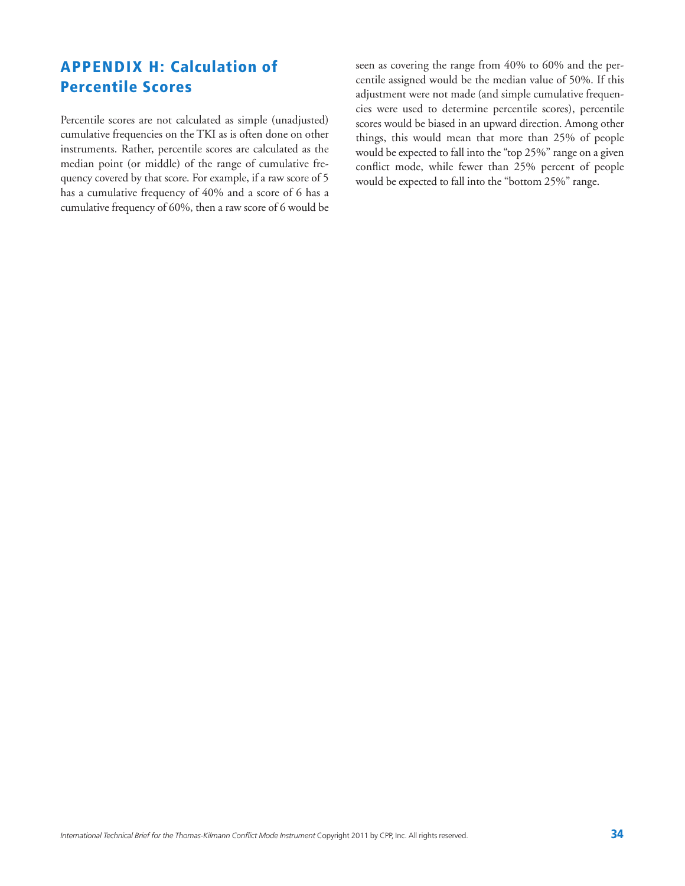## APPENDIX H: Calculation of Percentile Scores

Percentile scores are not calculated as simple (unadjusted) cumulative frequencies on the TKI as is often done on other instruments. Rather, percentile scores are calculated as the median point (or middle) of the range of cumulative frequency covered by that score. For example, if a raw score of 5 has a cumulative frequency of 40% and a score of 6 has a cumulative frequency of 60%, then a raw score of 6 would be seen as covering the range from 40% to 60% and the percentile assigned would be the median value of 50%. If this adjustment were not made (and simple cumulative frequencies were used to determine percentile scores), percentile scores would be biased in an upward direction. Among other things, this would mean that more than 25% of people would be expected to fall into the "top 25%" range on a given conflict mode, while fewer than 25% percent of people would be expected to fall into the "bottom 25%" range.